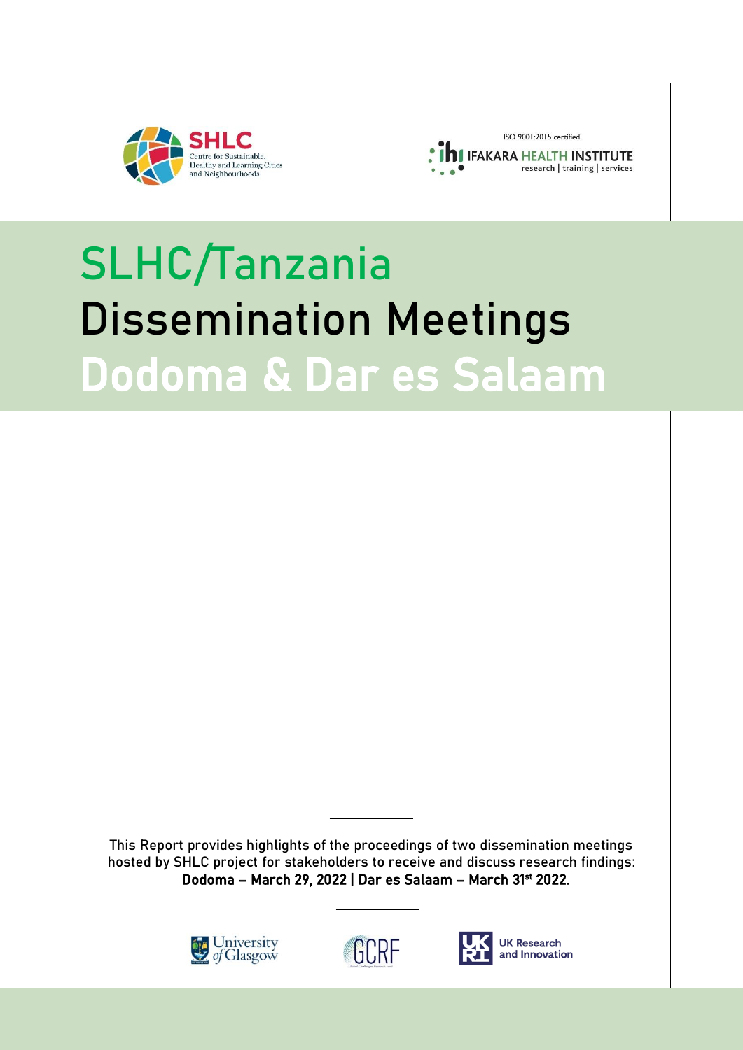# SLHC/Tanzania

# Dissemination Meetings

# Dodoma & Dar es Salaam

This Report provides highlights of the proceedings of two dissemination meetings hosted by SHLC project for stakeholders to receive and discuss research findings:

**Dodoma – March 29, 2022 | Dar es Salaam – March 31st 2022.**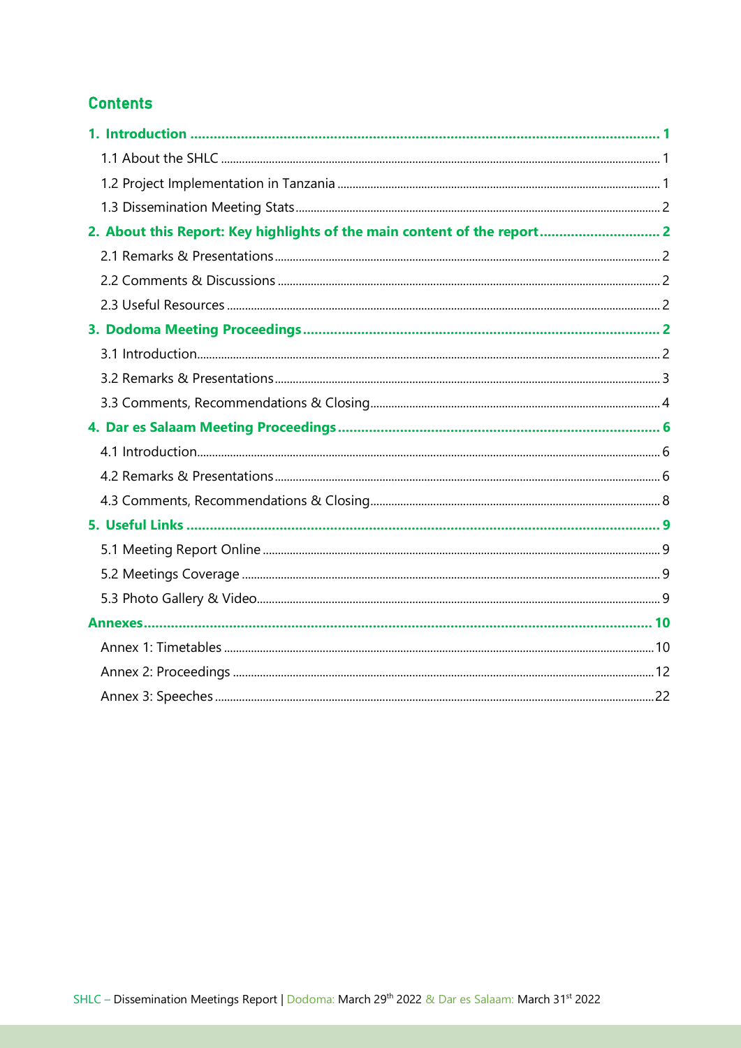## Contents

**1. Introduction ... 1**

- 1.1 About the SHLC ... 1
- 1.2 Project Implementation in Tanzania ... 1
- 1.3 Dissemination Meeting Stats ... 2

**2. About this Report: Key highlights of the main content of the report ... 2**

- 2.1 Remarks & Presentations ... 2
- 2.2 Comments & Discussions ... 2
- 2.3 Useful Resources ... 2

**3. Dodoma Meeting Proceedings ... 2**

- 3.1 Introduction ... 2
- 3.2 Remarks & Presentations ... 3
- 3.3 Comments, Recommendations & Closing ... 4

**4. Dar es Salaam Meeting Proceedings ... 6**

- 4.1 Introduction ... 6
- 4.2 Remarks & Presentations ... 6
- 4.3 Comments, Recommendations & Closing ... 8

**5. Useful Links ... 9**

- 5.1 Meeting Report Online ... 9
- 5.2 Meetings Coverage ... 9
- 5.3 Photo Gallery & Video ... 9

**Annexes ... 10**

- Annex 1: Timetables ... 10
- Annex 2: Proceedings ... 12
- Annex 3: Speeches ... 22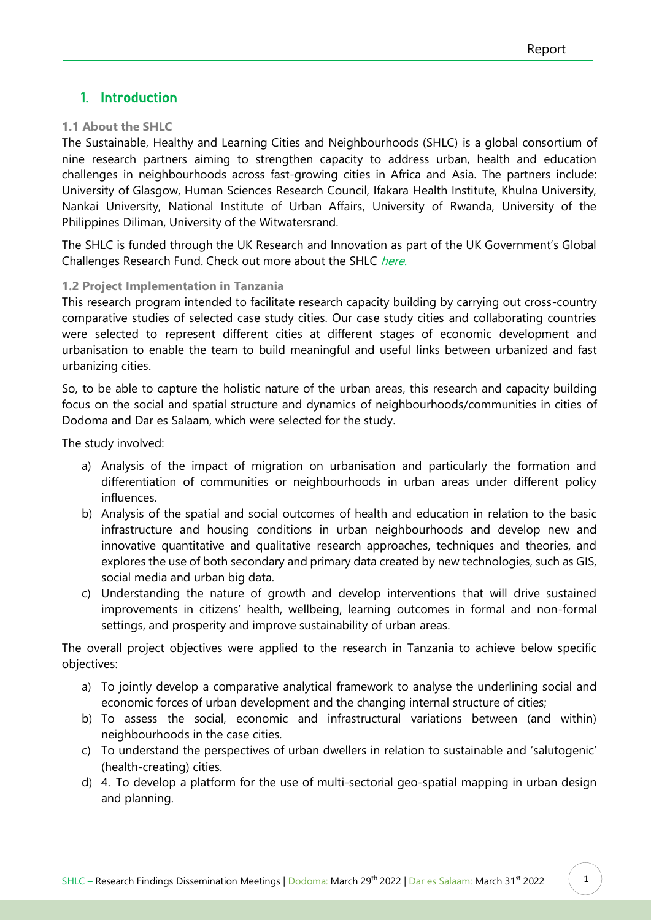## 1. Introduction

### 1.1 About the SHLC

The Sustainable, Healthy and Learning Cities and Neighbourhoods (SHLC) is a global consortium of nine research partners aiming to strengthen capacity to address urban, health and education challenges in neighbourhoods across fast-growing cities in Africa and Asia. The partners include: University of Glasgow, Human Sciences Research Council, Ifakara Health Institute, Khulna University, Nankai University, National Institute of Urban Affairs, University of Rwanda, University of the Philippines Diliman, University of the Witwatersrand.

The SHLC is funded through the UK Research and Innovation as part of the UK Government's Global Challenges Research Fund. Check out more about the SHLC *here.*

### 1.2 Project Implementation in Tanzania

This research program intended to facilitate research capacity building by carrying out cross-country comparative studies of selected case study cities. Our case study cities and collaborating countries were selected to represent different cities at different stages of economic development and urbanisation to enable the team to build meaningful and useful links between urbanized and fast urbanizing cities.

So, to be able to capture the holistic nature of the urban areas, this research and capacity building focus on the social and spatial structure and dynamics of neighbourhoods/communities in cities of Dodoma and Dar es Salaam, which were selected for the study.

The study involved:

a) Analysis of the impact of migration on urbanisation and particularly the formation and differentiation of communities or neighbourhoods in urban areas under different policy influences.
b) Analysis of the spatial and social outcomes of health and education in relation to the basic infrastructure and housing conditions in urban neighbourhoods and develop new and innovative quantitative and qualitative research approaches, techniques and theories, and explores the use of both secondary and primary data created by new technologies, such as GIS, social media and urban big data.
c) Understanding the nature of growth and develop interventions that will drive sustained improvements in citizens' health, wellbeing, learning outcomes in formal and non-formal settings, and prosperity and improve sustainability of urban areas.

The overall project objectives were applied to the research in Tanzania to achieve below specific objectives:

a) To jointly develop a comparative analytical framework to analyse the underlining social and economic forces of urban development and the changing internal structure of cities;
b) To assess the social, economic and infrastructural variations between (and within) neighbourhoods in the case cities.
c) To understand the perspectives of urban dwellers in relation to sustainable and 'salutogenic' (health-creating) cities.
d) 4. To develop a platform for the use of multi-sectorial geo-spatial mapping in urban design and planning.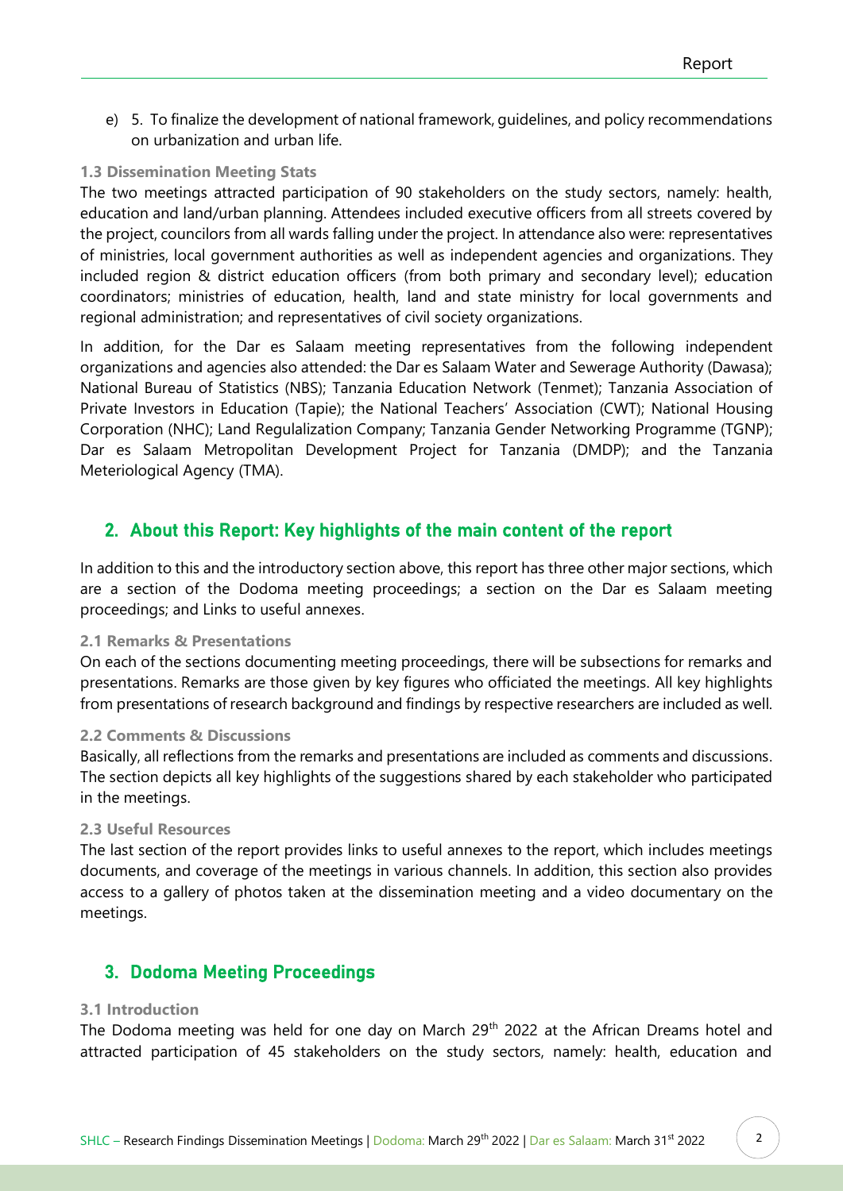e) 5. To finalize the development of national framework, guidelines, and policy recommendations on urbanization and urban life.

### 1.3 Dissemination Meeting Stats

The two meetings attracted participation of 90 stakeholders on the study sectors, namely: health, education and land/urban planning. Attendees included executive officers from all streets covered by the project, councilors from all wards falling under the project. In attendance also were: representatives of ministries, local government authorities as well as independent agencies and organizations. They included region & district education officers (from both primary and secondary level); education coordinators; ministries of education, health, land and state ministry for local governments and regional administration; and representatives of civil society organizations.

In addition, for the Dar es Salaam meeting representatives from the following independent organizations and agencies also attended: the Dar es Salaam Water and Sewerage Authority (Dawasa); National Bureau of Statistics (NBS); Tanzania Education Network (Tenmet); Tanzania Association of Private Investors in Education (Tapie); the National Teachers' Association (CWT); National Housing Corporation (NHC); Land Regulalization Company; Tanzania Gender Networking Programme (TGNP); Dar es Salaam Metropolitan Development Project for Tanzania (DMDP); and the Tanzania Meteriological Agency (TMA).

## 2. About this Report: Key highlights of the main content of the report

In addition to this and the introductory section above, this report has three other major sections, which are a section of the Dodoma meeting proceedings; a section on the Dar es Salaam meeting proceedings; and Links to useful annexes.

### 2.1 Remarks & Presentations

On each of the sections documenting meeting proceedings, there will be subsections for remarks and presentations. Remarks are those given by key figures who officiated the meetings. All key highlights from presentations of research background and findings by respective researchers are included as well.

### 2.2 Comments & Discussions

Basically, all reflections from the remarks and presentations are included as comments and discussions. The section depicts all key highlights of the suggestions shared by each stakeholder who participated in the meetings.

### 2.3 Useful Resources

The last section of the report provides links to useful annexes to the report, which includes meetings documents, and coverage of the meetings in various channels. In addition, this section also provides access to a gallery of photos taken at the dissemination meeting and a video documentary on the meetings.

## 3. Dodoma Meeting Proceedings

### 3.1 Introduction

The Dodoma meeting was held for one day on March 29th 2022 at the African Dreams hotel and attracted participation of 45 stakeholders on the study sectors, namely: health, education and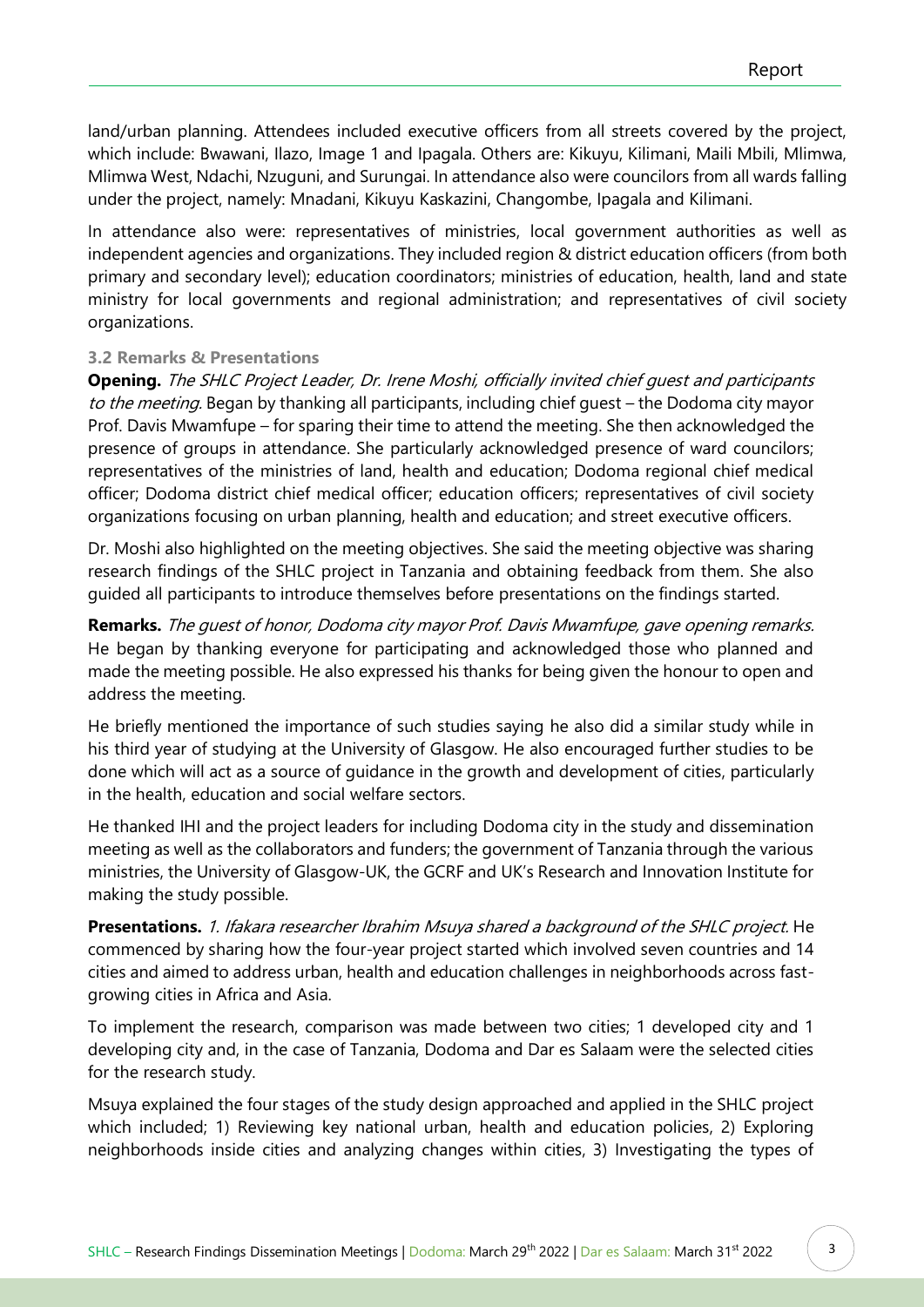land/urban planning. Attendees included executive officers from all streets covered by the project, which include: Bwawani, Ilazo, Image 1 and Ipagala. Others are: Kikuyu, Kilimani, Maili Mbili, Mlimwa, Mlimwa West, Ndachi, Nzuguni, and Surungai. In attendance also were councilors from all wards falling under the project, namely: Mnadani, Kikuyu Kaskazini, Changombe, Ipagala and Kilimani.

In attendance also were: representatives of ministries, local government authorities as well as independent agencies and organizations. They included region & district education officers (from both primary and secondary level); education coordinators; ministries of education, health, land and state ministry for local governments and regional administration; and representatives of civil society organizations.

### 3.2 Remarks & Presentations

**Opening.** *The SHLC Project Leader, Dr. Irene Moshi, officially invited chief guest and participants to the meeting.* Began by thanking all participants, including chief guest – the Dodoma city mayor Prof. Davis Mwamfupe – for sparing their time to attend the meeting. She then acknowledged the presence of groups in attendance. She particularly acknowledged presence of ward councilors; representatives of the ministries of land, health and education; Dodoma regional chief medical officer; Dodoma district chief medical officer; education officers; representatives of civil society organizations focusing on urban planning, health and education; and street executive officers.

Dr. Moshi also highlighted on the meeting objectives. She said the meeting objective was sharing research findings of the SHLC project in Tanzania and obtaining feedback from them. She also guided all participants to introduce themselves before presentations on the findings started.

**Remarks.** *The guest of honor, Dodoma city mayor Prof. Davis Mwamfupe, gave opening remarks.* He began by thanking everyone for participating and acknowledged those who planned and made the meeting possible. He also expressed his thanks for being given the honour to open and address the meeting.

He briefly mentioned the importance of such studies saying he also did a similar study while in his third year of studying at the University of Glasgow. He also encouraged further studies to be done which will act as a source of guidance in the growth and development of cities, particularly in the health, education and social welfare sectors.

He thanked IHI and the project leaders for including Dodoma city in the study and dissemination meeting as well as the collaborators and funders; the government of Tanzania through the various ministries, the University of Glasgow-UK, the GCRF and UK's Research and Innovation Institute for making the study possible.

**Presentations.** *1. Ifakara researcher Ibrahim Msuya shared a background of the SHLC project.* He commenced by sharing how the four-year project started which involved seven countries and 14 cities and aimed to address urban, health and education challenges in neighborhoods across fast-growing cities in Africa and Asia.

To implement the research, comparison was made between two cities; 1 developed city and 1 developing city and, in the case of Tanzania, Dodoma and Dar es Salaam were the selected cities for the research study.

Msuya explained the four stages of the study design approached and applied in the SHLC project which included; 1) Reviewing key national urban, health and education policies, 2) Exploring neighborhoods inside cities and analyzing changes within cities, 3) Investigating the types of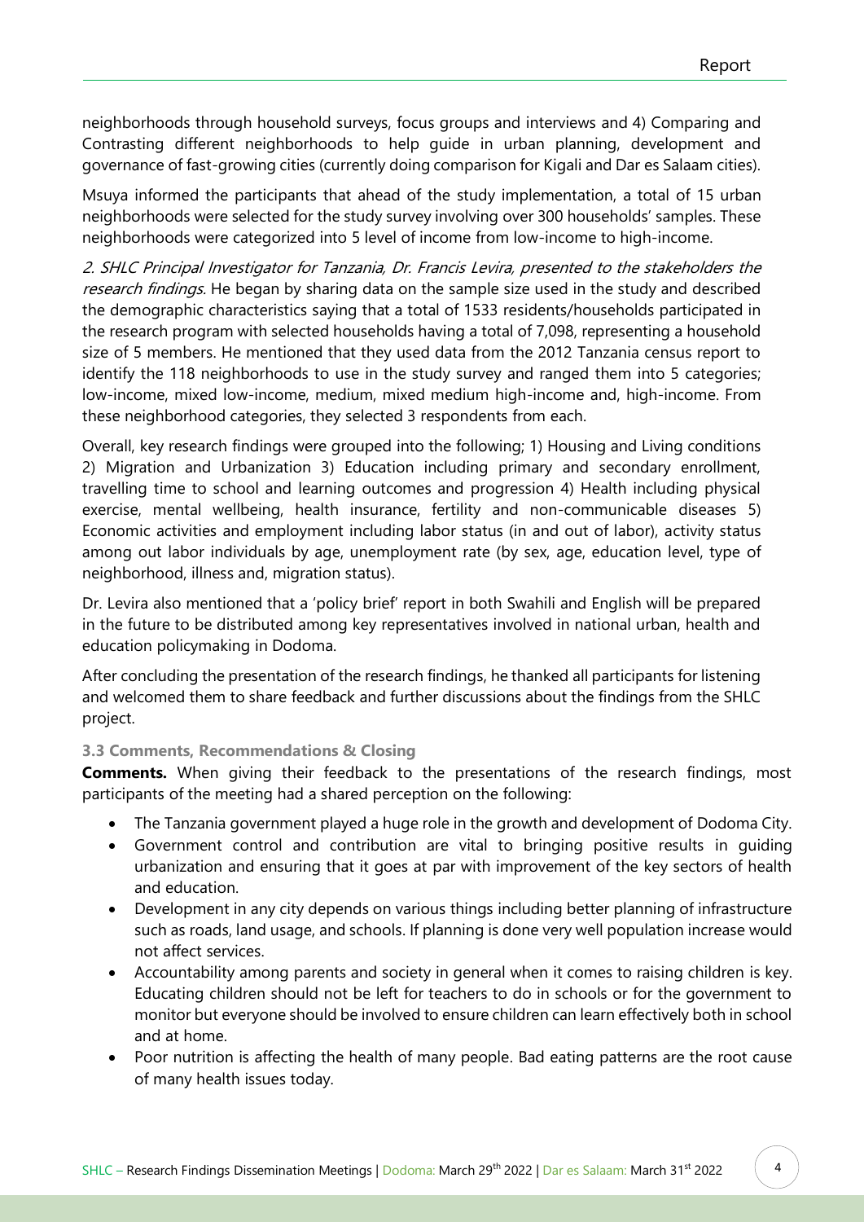neighborhoods through household surveys, focus groups and interviews and 4) Comparing and Contrasting different neighborhoods to help guide in urban planning, development and governance of fast-growing cities (currently doing comparison for Kigali and Dar es Salaam cities).

Msuya informed the participants that ahead of the study implementation, a total of 15 urban neighborhoods were selected for the study survey involving over 300 households' samples. These neighborhoods were categorized into 5 level of income from low-income to high-income.

*2. SHLC Principal Investigator for Tanzania, Dr. Francis Levira, presented to the stakeholders the research findings.* He began by sharing data on the sample size used in the study and described the demographic characteristics saying that a total of 1533 residents/households participated in the research program with selected households having a total of 7,098, representing a household size of 5 members. He mentioned that they used data from the 2012 Tanzania census report to identify the 118 neighborhoods to use in the study survey and ranged them into 5 categories; low-income, mixed low-income, medium, mixed medium high-income and, high-income. From these neighborhood categories, they selected 3 respondents from each.

Overall, key research findings were grouped into the following; 1) Housing and Living conditions 2) Migration and Urbanization 3) Education including primary and secondary enrollment, travelling time to school and learning outcomes and progression 4) Health including physical exercise, mental wellbeing, health insurance, fertility and non-communicable diseases 5) Economic activities and employment including labor status (in and out of labor), activity status among out labor individuals by age, unemployment rate (by sex, age, education level, type of neighborhood, illness and, migration status).

Dr. Levira also mentioned that a 'policy brief' report in both Swahili and English will be prepared in the future to be distributed among key representatives involved in national urban, health and education policymaking in Dodoma.

After concluding the presentation of the research findings, he thanked all participants for listening and welcomed them to share feedback and further discussions about the findings from the SHLC project.

### 3.3 Comments, Recommendations & Closing

**Comments.** When giving their feedback to the presentations of the research findings, most participants of the meeting had a shared perception on the following:

- The Tanzania government played a huge role in the growth and development of Dodoma City.
- Government control and contribution are vital to bringing positive results in guiding urbanization and ensuring that it goes at par with improvement of the key sectors of health and education.
- Development in any city depends on various things including better planning of infrastructure such as roads, land usage, and schools. If planning is done very well population increase would not affect services.
- Accountability among parents and society in general when it comes to raising children is key. Educating children should not be left for teachers to do in schools or for the government to monitor but everyone should be involved to ensure children can learn effectively both in school and at home.
- Poor nutrition is affecting the health of many people. Bad eating patterns are the root cause of many health issues today.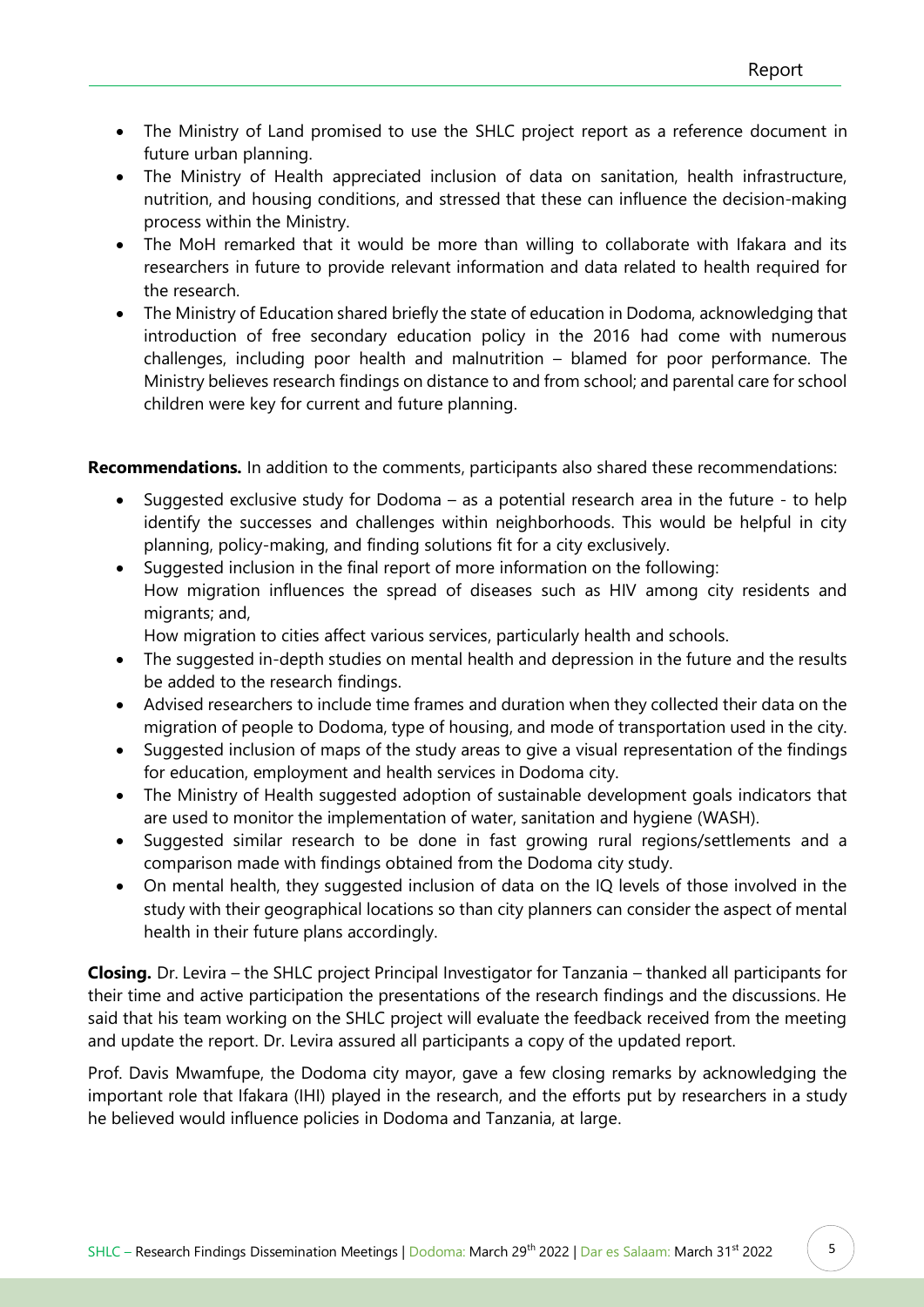- The Ministry of Land promised to use the SHLC project report as a reference document in future urban planning.
- The Ministry of Health appreciated inclusion of data on sanitation, health infrastructure, nutrition, and housing conditions, and stressed that these can influence the decision-making process within the Ministry.
- The MoH remarked that it would be more than willing to collaborate with Ifakara and its researchers in future to provide relevant information and data related to health required for the research.
- The Ministry of Education shared briefly the state of education in Dodoma, acknowledging that introduction of free secondary education policy in the 2016 had come with numerous challenges, including poor health and malnutrition – blamed for poor performance. The Ministry believes research findings on distance to and from school; and parental care for school children were key for current and future planning.

**Recommendations.** In addition to the comments, participants also shared these recommendations:

- Suggested exclusive study for Dodoma – as a potential research area in the future - to help identify the successes and challenges within neighborhoods. This would be helpful in city planning, policy-making, and finding solutions fit for a city exclusively.
- Suggested inclusion in the final report of more information on the following:
  How migration influences the spread of diseases such as HIV among city residents and migrants; and,
  How migration to cities affect various services, particularly health and schools.
- The suggested in-depth studies on mental health and depression in the future and the results be added to the research findings.
- Advised researchers to include time frames and duration when they collected their data on the migration of people to Dodoma, type of housing, and mode of transportation used in the city.
- Suggested inclusion of maps of the study areas to give a visual representation of the findings for education, employment and health services in Dodoma city.
- The Ministry of Health suggested adoption of sustainable development goals indicators that are used to monitor the implementation of water, sanitation and hygiene (WASH).
- Suggested similar research to be done in fast growing rural regions/settlements and a comparison made with findings obtained from the Dodoma city study.
- On mental health, they suggested inclusion of data on the IQ levels of those involved in the study with their geographical locations so than city planners can consider the aspect of mental health in their future plans accordingly.

**Closing.** Dr. Levira – the SHLC project Principal Investigator for Tanzania – thanked all participants for their time and active participation the presentations of the research findings and the discussions. He said that his team working on the SHLC project will evaluate the feedback received from the meeting and update the report. Dr. Levira assured all participants a copy of the updated report.

Prof. Davis Mwamfupe, the Dodoma city mayor, gave a few closing remarks by acknowledging the important role that Ifakara (IHI) played in the research, and the efforts put by researchers in a study he believed would influence policies in Dodoma and Tanzania, at large.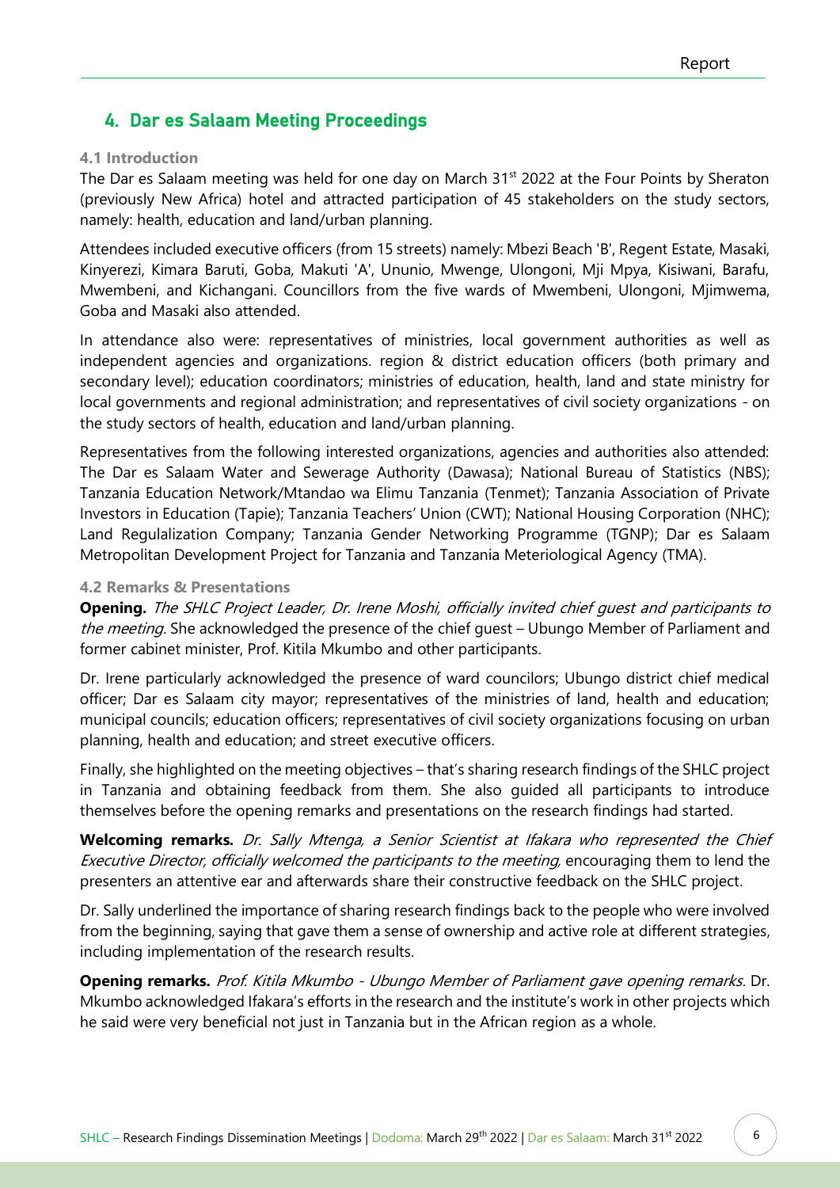## 4. Dar es Salaam Meeting Proceedings

### 4.1 Introduction

The Dar es Salaam meeting was held for one day on March 31st 2022 at the Four Points by Sheraton (previously New Africa) hotel and attracted participation of 45 stakeholders on the study sectors, namely: health, education and land/urban planning.

Attendees included executive officers (from 15 streets) namely: Mbezi Beach 'B', Regent Estate, Masaki, Kinyerezi, Kimara Baruti, Goba, Makuti 'A', Ununio, Mwenge, Ulongoni, Mji Mpya, Kisiwani, Barafu, Mwembeni, and Kichangani. Councillors from the five wards of Mwembeni, Ulongoni, Mjimwema, Goba and Masaki also attended.

In attendance also were: representatives of ministries, local government authorities as well as independent agencies and organizations. region & district education officers (both primary and secondary level); education coordinators; ministries of education, health, land and state ministry for local governments and regional administration; and representatives of civil society organizations - on the study sectors of health, education and land/urban planning.

Representatives from the following interested organizations, agencies and authorities also attended: The Dar es Salaam Water and Sewerage Authority (Dawasa); National Bureau of Statistics (NBS); Tanzania Education Network/Mtandao wa Elimu Tanzania (Tenmet); Tanzania Association of Private Investors in Education (Tapie); Tanzania Teachers' Union (CWT); National Housing Corporation (NHC); Land Regulalization Company; Tanzania Gender Networking Programme (TGNP); Dar es Salaam Metropolitan Development Project for Tanzania and Tanzania Meteriological Agency (TMA).

### 4.2 Remarks & Presentations

**Opening.** *The SHLC Project Leader, Dr. Irene Moshi, officially invited chief guest and participants to the meeting.* She acknowledged the presence of the chief guest – Ubungo Member of Parliament and former cabinet minister, Prof. Kitila Mkumbo and other participants.

Dr. Irene particularly acknowledged the presence of ward councilors; Ubungo district chief medical officer; Dar es Salaam city mayor; representatives of the ministries of land, health and education; municipal councils; education officers; representatives of civil society organizations focusing on urban planning, health and education; and street executive officers.

Finally, she highlighted on the meeting objectives – that's sharing research findings of the SHLC project in Tanzania and obtaining feedback from them. She also guided all participants to introduce themselves before the opening remarks and presentations on the research findings had started.

**Welcoming remarks.** *Dr. Sally Mtenga, a Senior Scientist at Ifakara who represented the Chief Executive Director, officially welcomed the participants to the meeting,* encouraging them to lend the presenters an attentive ear and afterwards share their constructive feedback on the SHLC project.

Dr. Sally underlined the importance of sharing research findings back to the people who were involved from the beginning, saying that gave them a sense of ownership and active role at different strategies, including implementation of the research results.

**Opening remarks.** *Prof. Kitila Mkumbo - Ubungo Member of Parliament gave opening remarks.* Dr. Mkumbo acknowledged Ifakara's efforts in the research and the institute's work in other projects which he said were very beneficial not just in Tanzania but in the African region as a whole.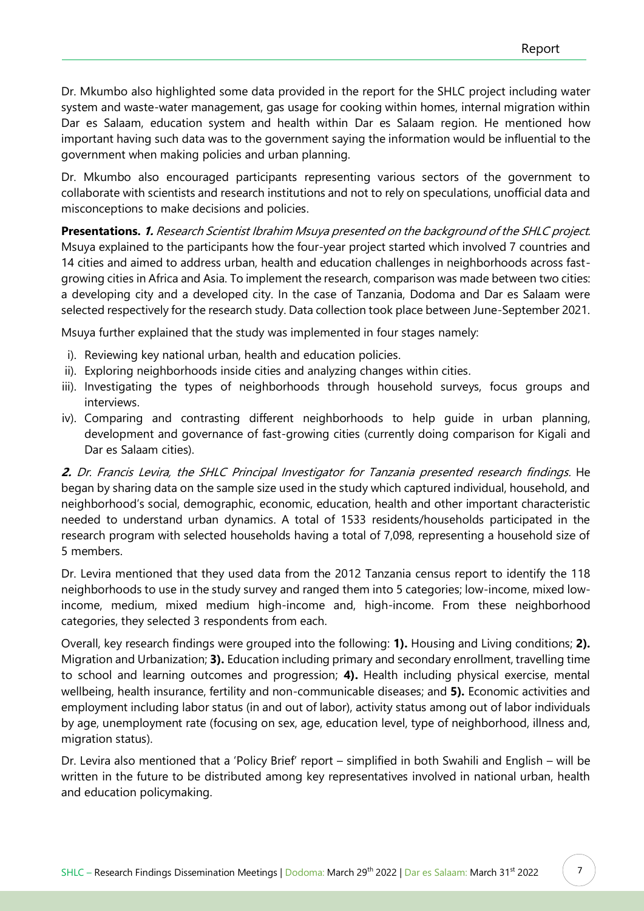Dr. Mkumbo also highlighted some data provided in the report for the SHLC project including water system and waste-water management, gas usage for cooking within homes, internal migration within Dar es Salaam, education system and health within Dar es Salaam region. He mentioned how important having such data was to the government saying the information would be influential to the government when making policies and urban planning.

Dr. Mkumbo also encouraged participants representing various sectors of the government to collaborate with scientists and research institutions and not to rely on speculations, unofficial data and misconceptions to make decisions and policies.

**Presentations.** ***1.*** *Research Scientist Ibrahim Msuya presented on the background of the SHLC project.* Msuya explained to the participants how the four-year project started which involved 7 countries and 14 cities and aimed to address urban, health and education challenges in neighborhoods across fast-growing cities in Africa and Asia. To implement the research, comparison was made between two cities: a developing city and a developed city. In the case of Tanzania, Dodoma and Dar es Salaam were selected respectively for the research study. Data collection took place between June-September 2021.

Msuya further explained that the study was implemented in four stages namely:

i). Reviewing key national urban, health and education policies.
ii). Exploring neighborhoods inside cities and analyzing changes within cities.
iii). Investigating the types of neighborhoods through household surveys, focus groups and interviews.
iv). Comparing and contrasting different neighborhoods to help guide in urban planning, development and governance of fast-growing cities (currently doing comparison for Kigali and Dar es Salaam cities).

***2.*** *Dr. Francis Levira, the SHLC Principal Investigator for Tanzania presented research findings.* He began by sharing data on the sample size used in the study which captured individual, household, and neighborhood's social, demographic, economic, education, health and other important characteristic needed to understand urban dynamics. A total of 1533 residents/households participated in the research program with selected households having a total of 7,098, representing a household size of 5 members.

Dr. Levira mentioned that they used data from the 2012 Tanzania census report to identify the 118 neighborhoods to use in the study survey and ranged them into 5 categories; low-income, mixed low-income, medium, mixed medium high-income and, high-income. From these neighborhood categories, they selected 3 respondents from each.

Overall, key research findings were grouped into the following: **1).** Housing and Living conditions; **2).** Migration and Urbanization; **3).** Education including primary and secondary enrollment, travelling time to school and learning outcomes and progression; **4).** Health including physical exercise, mental wellbeing, health insurance, fertility and non-communicable diseases; and **5).** Economic activities and employment including labor status (in and out of labor), activity status among out of labor individuals by age, unemployment rate (focusing on sex, age, education level, type of neighborhood, illness and, migration status).

Dr. Levira also mentioned that a 'Policy Brief' report – simplified in both Swahili and English – will be written in the future to be distributed among key representatives involved in national urban, health and education policymaking.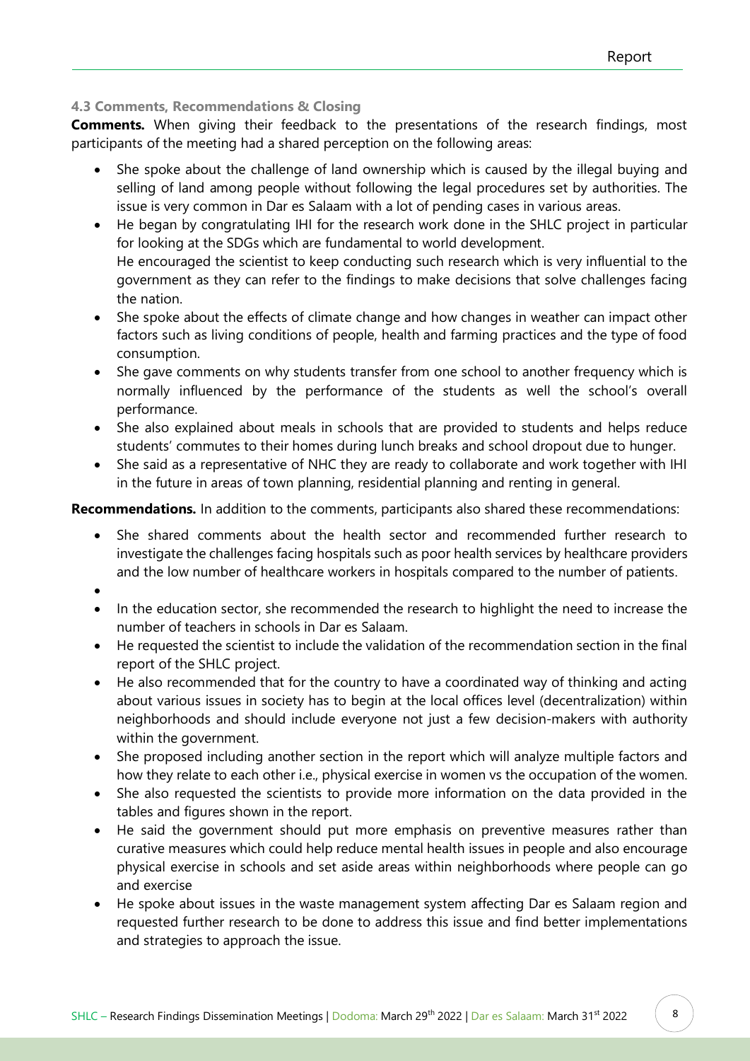### 4.3 Comments, Recommendations & Closing

**Comments.** When giving their feedback to the presentations of the research findings, most participants of the meeting had a shared perception on the following areas:

- She spoke about the challenge of land ownership which is caused by the illegal buying and selling of land among people without following the legal procedures set by authorities. The issue is very common in Dar es Salaam with a lot of pending cases in various areas.
- He began by congratulating IHI for the research work done in the SHLC project in particular for looking at the SDGs which are fundamental to world development.
  He encouraged the scientist to keep conducting such research which is very influential to the government as they can refer to the findings to make decisions that solve challenges facing the nation.
- She spoke about the effects of climate change and how changes in weather can impact other factors such as living conditions of people, health and farming practices and the type of food consumption.
- She gave comments on why students transfer from one school to another frequency which is normally influenced by the performance of the students as well the school's overall performance.
- She also explained about meals in schools that are provided to students and helps reduce students' commutes to their homes during lunch breaks and school dropout due to hunger.
- She said as a representative of NHC they are ready to collaborate and work together with IHI in the future in areas of town planning, residential planning and renting in general.

**Recommendations.** In addition to the comments, participants also shared these recommendations:

- She shared comments about the health sector and recommended further research to investigate the challenges facing hospitals such as poor health services by healthcare providers and the low number of healthcare workers in hospitals compared to the number of patients.
- 
- In the education sector, she recommended the research to highlight the need to increase the number of teachers in schools in Dar es Salaam.
- He requested the scientist to include the validation of the recommendation section in the final report of the SHLC project.
- He also recommended that for the country to have a coordinated way of thinking and acting about various issues in society has to begin at the local offices level (decentralization) within neighborhoods and should include everyone not just a few decision-makers with authority within the government.
- She proposed including another section in the report which will analyze multiple factors and how they relate to each other i.e., physical exercise in women vs the occupation of the women.
- She also requested the scientists to provide more information on the data provided in the tables and figures shown in the report.
- He said the government should put more emphasis on preventive measures rather than curative measures which could help reduce mental health issues in people and also encourage physical exercise in schools and set aside areas within neighborhoods where people can go and exercise
- He spoke about issues in the waste management system affecting Dar es Salaam region and requested further research to be done to address this issue and find better implementations and strategies to approach the issue.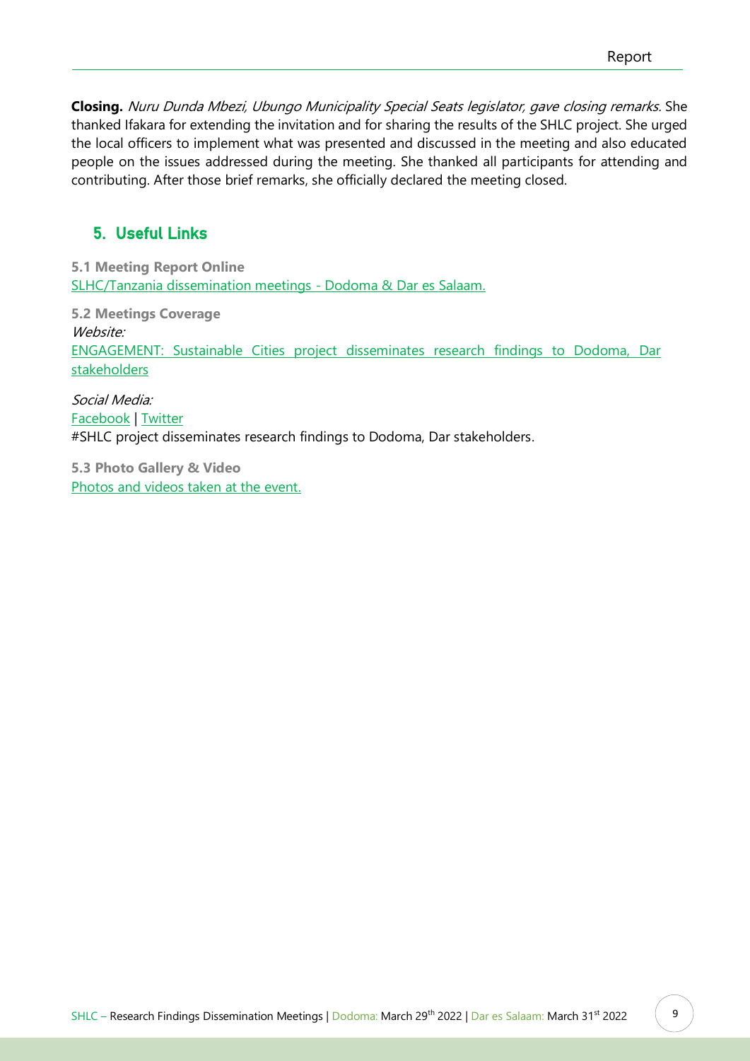**Closing.** *Nuru Dunda Mbezi, Ubungo Municipality Special Seats legislator, gave closing remarks.* She thanked Ifakara for extending the invitation and for sharing the results of the SHLC project. She urged the local officers to implement what was presented and discussed in the meeting and also educated people on the issues addressed during the meeting. She thanked all participants for attending and contributing. After those brief remarks, she officially declared the meeting closed.

## 5. Useful Links

**5.1 Meeting Report Online**

SLHC/Tanzania dissemination meetings - Dodoma & Dar es Salaam.

**5.2 Meetings Coverage**

*Website:*

ENGAGEMENT: Sustainable Cities project disseminates research findings to Dodoma, Dar stakeholders

*Social Media:*

Facebook | Twitter

#SHLC project disseminates research findings to Dodoma, Dar stakeholders.

**5.3 Photo Gallery & Video**

Photos and videos taken at the event.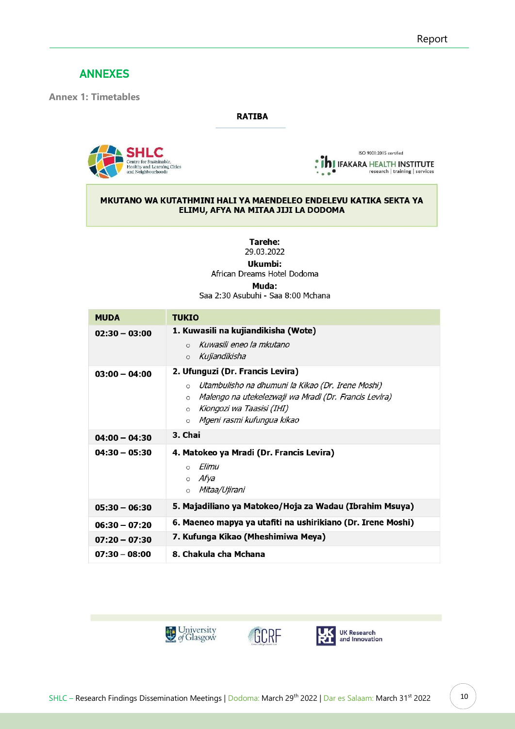# ANNEXES

## Annex 1: Timetables

**RATIBA**

**MKUTANO WA KUTATHMINI HALI YA MAENDELEO ENDELEVU KATIKA SEKTA YA ELIMU, AFYA NA MITAA JIJI LA DODOMA**

**Tarehe:**
29.03.2022

**Ukumbi:**
African Dreams Hotel Dodoma

**Muda:**
Saa 2:30 Asubuhi - Saa 8:00 Mchana

| MUDA | TUKIO |
|---|---|
| **02:30 – 03:00** | **1. Kuwasili na kujiandikisha (Wote)**<br>○ *Kuwasili eneo la mkutano*<br>○ *Kujiandikisha* |
| **03:00 – 04:00** | **2. Ufunguzi (Dr. Francis Levira)**<br>○ *Utambulisho na dhumuni la Kikao (Dr. Irene Moshi)*<br>○ *Malengo na utekelezwaji wa Mradi (Dr. Francis Levira)*<br>○ *Kiongozi wa Taasisi (IHI)*<br>○ *Mgeni rasmi kufungua kikao* |
| **04:00 – 04:30** | **3. Chai** |
| **04:30 – 05:30** | **4. Matokeo ya Mradi (Dr. Francis Levira)**<br>○ *Elimu*<br>○ *Afya*<br>○ *Mitaa/Ujirani* |
| **05:30 – 06:30** | **5. Majadiliano ya Matokeo/Hoja za Wadau (Ibrahim Msuya)** |
| **06:30 – 07:20** | **6. Maeneo mapya ya utafiti na ushirikiano (Dr. Irene Moshi)** |
| **07:20 – 07:30** | **7. Kufunga Kikao (Mheshimiwa Meya)** |
| **07:30 – 08:00** | **8. Chakula cha Mchana** |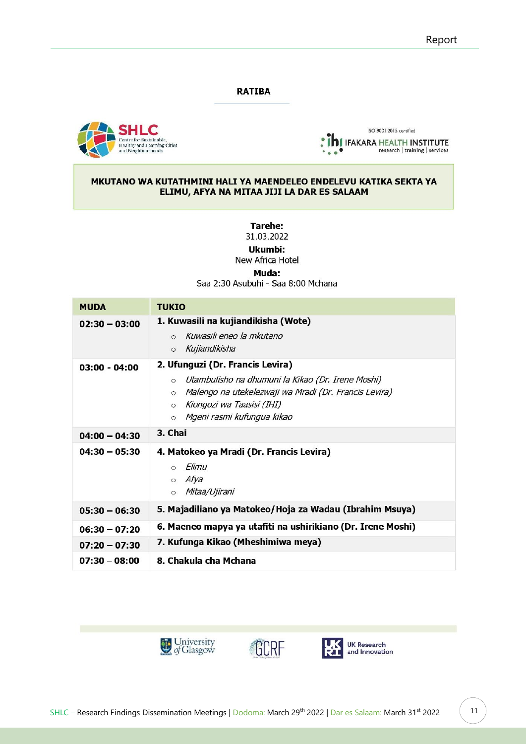## RATIBA

**MKUTANO WA KUTATHMINI HALI YA MAENDELEO ENDELEVU KATIKA SEKTA YA ELIMU, AFYA NA MITAA JIJI LA DAR ES SALAAM**

**Tarehe:**
31.03.2022

**Ukumbi:**
New Africa Hotel

**Muda:**
Saa 2:30 Asubuhi - Saa 8:00 Mchana

| MUDA | TUKIO |
|---|---|
| **02:30 – 03:00** | **1. Kuwasili na kujiandikisha (Wote)**<br>○ *Kuwasili eneo la mkutano*<br>○ *Kujiandikisha* |
| **03:00 - 04:00** | **2. Ufunguzi (Dr. Francis Levira)**<br>○ *Utambulisho na dhumuni la Kikao (Dr. Irene Moshi)*<br>○ *Malengo na utekelezwaji wa Mradi (Dr. Francis Levira)*<br>○ *Kiongozi wa Taasisi (IHI)*<br>○ *Mgeni rasmi kufungua kikao* |
| **04:00 – 04:30** | **3. Chai** |
| **04:30 – 05:30** | **4. Matokeo ya Mradi (Dr. Francis Levira)**<br>○ *Elimu*<br>○ *Afya*<br>○ *Mitaa/Ujirani* |
| **05:30 – 06:30** | **5. Majadiliano ya Matokeo/Hoja za Wadau (Ibrahim Msuya)** |
| **06:30 – 07:20** | **6. Maeneo mapya ya utafiti na ushirikiano (Dr. Irene Moshi)** |
| **07:20 – 07:30** | **7. Kufunga Kikao (Mheshimiwa meya)** |
| **07:30 – 08:00** | **8. Chakula cha Mchana** |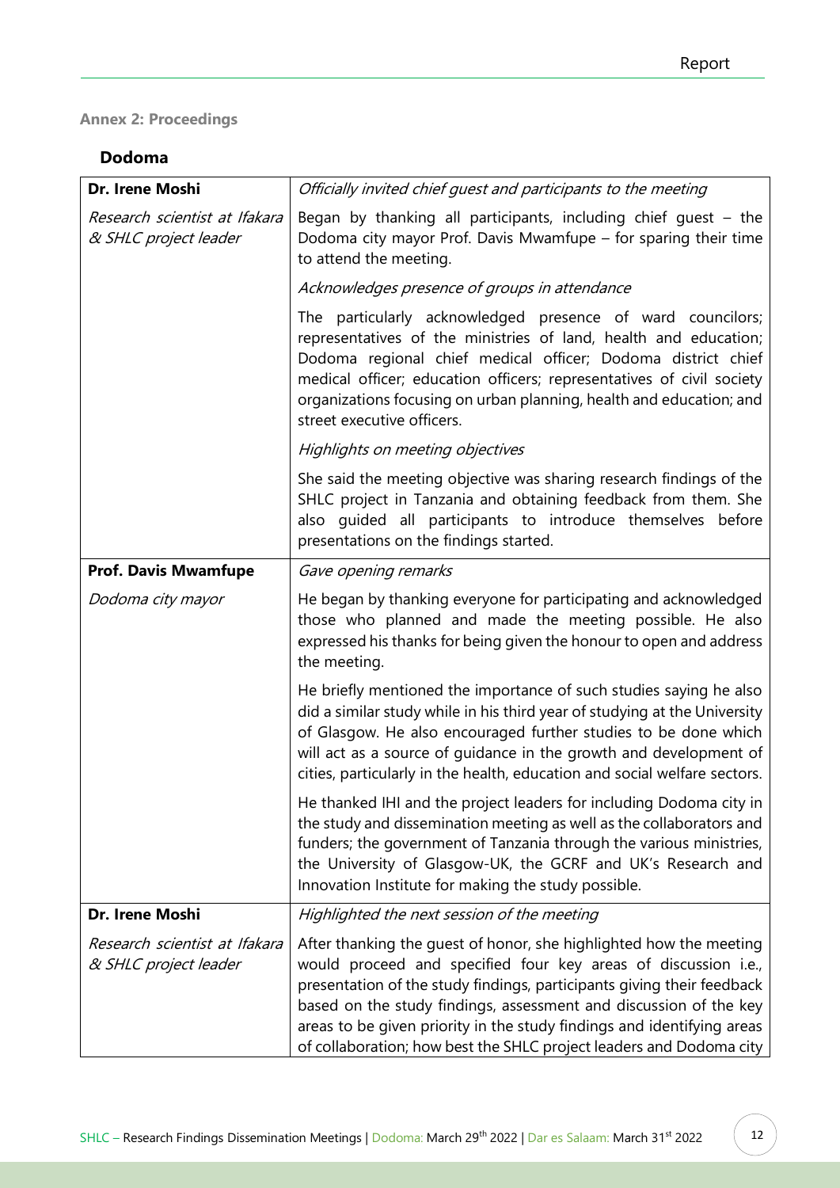**Annex 2: Proceedings**

### Dodoma

| **Dr. Irene Moshi**<br>*Research scientist at Ifakara & SHLC project leader* | *Officially invited chief guest and participants to the meeting*<br><br>Began by thanking all participants, including chief guest – the Dodoma city mayor Prof. Davis Mwamfupe – for sparing their time to attend the meeting.<br><br>*Acknowledges presence of groups in attendance*<br><br>The particularly acknowledged presence of ward councilors; representatives of the ministries of land, health and education; Dodoma regional chief medical officer; Dodoma district chief medical officer; education officers; representatives of civil society organizations focusing on urban planning, health and education; and street executive officers.<br><br>*Highlights on meeting objectives*<br><br>She said the meeting objective was sharing research findings of the SHLC project in Tanzania and obtaining feedback from them. She also guided all participants to introduce themselves before presentations on the findings started. |
|---|---|
| **Prof. Davis Mwamfupe**<br>*Dodoma city mayor* | *Gave opening remarks*<br><br>He began by thanking everyone for participating and acknowledged those who planned and made the meeting possible. He also expressed his thanks for being given the honour to open and address the meeting.<br><br>He briefly mentioned the importance of such studies saying he also did a similar study while in his third year of studying at the University of Glasgow. He also encouraged further studies to be done which will act as a source of guidance in the growth and development of cities, particularly in the health, education and social welfare sectors.<br><br>He thanked IHI and the project leaders for including Dodoma city in the study and dissemination meeting as well as the collaborators and funders; the government of Tanzania through the various ministries, the University of Glasgow-UK, the GCRF and UK's Research and Innovation Institute for making the study possible. |
| **Dr. Irene Moshi**<br>*Research scientist at Ifakara & SHLC project leader* | *Highlighted the next session of the meeting*<br><br>After thanking the guest of honor, she highlighted how the meeting would proceed and specified four key areas of discussion i.e., presentation of the study findings, participants giving their feedback based on the study findings, assessment and discussion of the key areas to be given priority in the study findings and identifying areas of collaboration; how best the SHLC project leaders and Dodoma city |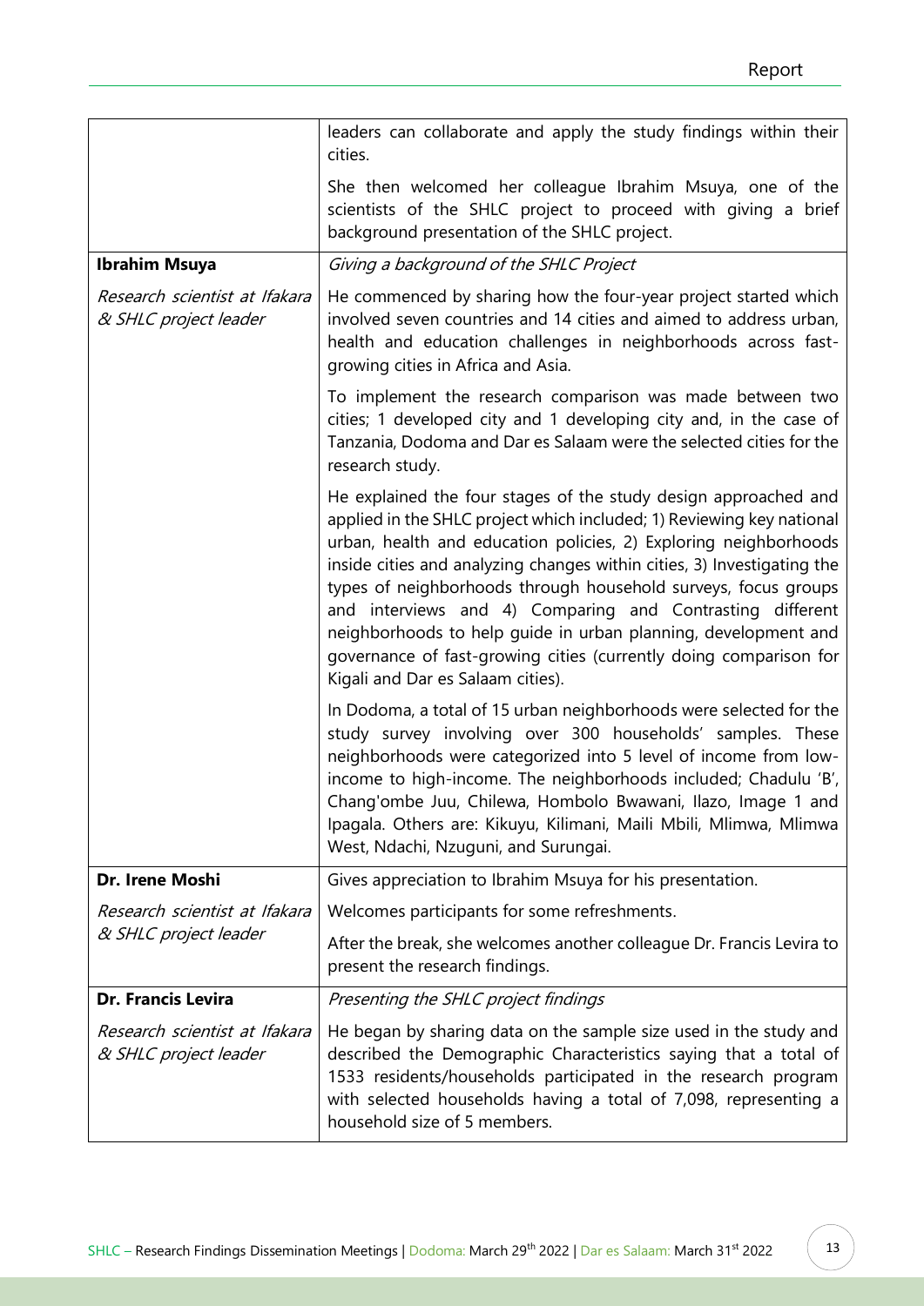| | |
|---|---|
| | leaders can collaborate and apply the study findings within their cities.<br><br>She then welcomed her colleague Ibrahim Msuya, one of the scientists of the SHLC project to proceed with giving a brief background presentation of the SHLC project. |
| **Ibrahim Msuya**<br><br>*Research scientist at Ifakara & SHLC project leader* | *Giving a background of the SHLC Project*<br><br>He commenced by sharing how the four-year project started which involved seven countries and 14 cities and aimed to address urban, health and education challenges in neighborhoods across fast-growing cities in Africa and Asia.<br><br>To implement the research comparison was made between two cities; 1 developed city and 1 developing city and, in the case of Tanzania, Dodoma and Dar es Salaam were the selected cities for the research study.<br><br>He explained the four stages of the study design approached and applied in the SHLC project which included; 1) Reviewing key national urban, health and education policies, 2) Exploring neighborhoods inside cities and analyzing changes within cities, 3) Investigating the types of neighborhoods through household surveys, focus groups and interviews and 4) Comparing and Contrasting different neighborhoods to help guide in urban planning, development and governance of fast-growing cities (currently doing comparison for Kigali and Dar es Salaam cities).<br><br>In Dodoma, a total of 15 urban neighborhoods were selected for the study survey involving over 300 households' samples. These neighborhoods were categorized into 5 level of income from low-income to high-income. The neighborhoods included; Chadulu 'B', Chang'ombe Juu, Chilewa, Hombolo Bwawani, Ilazo, Image 1 and Ipagala. Others are: Kikuyu, Kilimani, Maili Mbili, Mlimwa, Mlimwa West, Ndachi, Nzuguni, and Surungai. |
| **Dr. Irene Moshi**<br><br>*Research scientist at Ifakara & SHLC project leader* | Gives appreciation to Ibrahim Msuya for his presentation.<br><br>Welcomes participants for some refreshments.<br><br>After the break, she welcomes another colleague Dr. Francis Levira to present the research findings. |
| **Dr. Francis Levira**<br><br>*Research scientist at Ifakara & SHLC project leader* | *Presenting the SHLC project findings*<br><br>He began by sharing data on the sample size used in the study and described the Demographic Characteristics saying that a total of 1533 residents/households participated in the research program with selected households having a total of 7,098, representing a household size of 5 members. |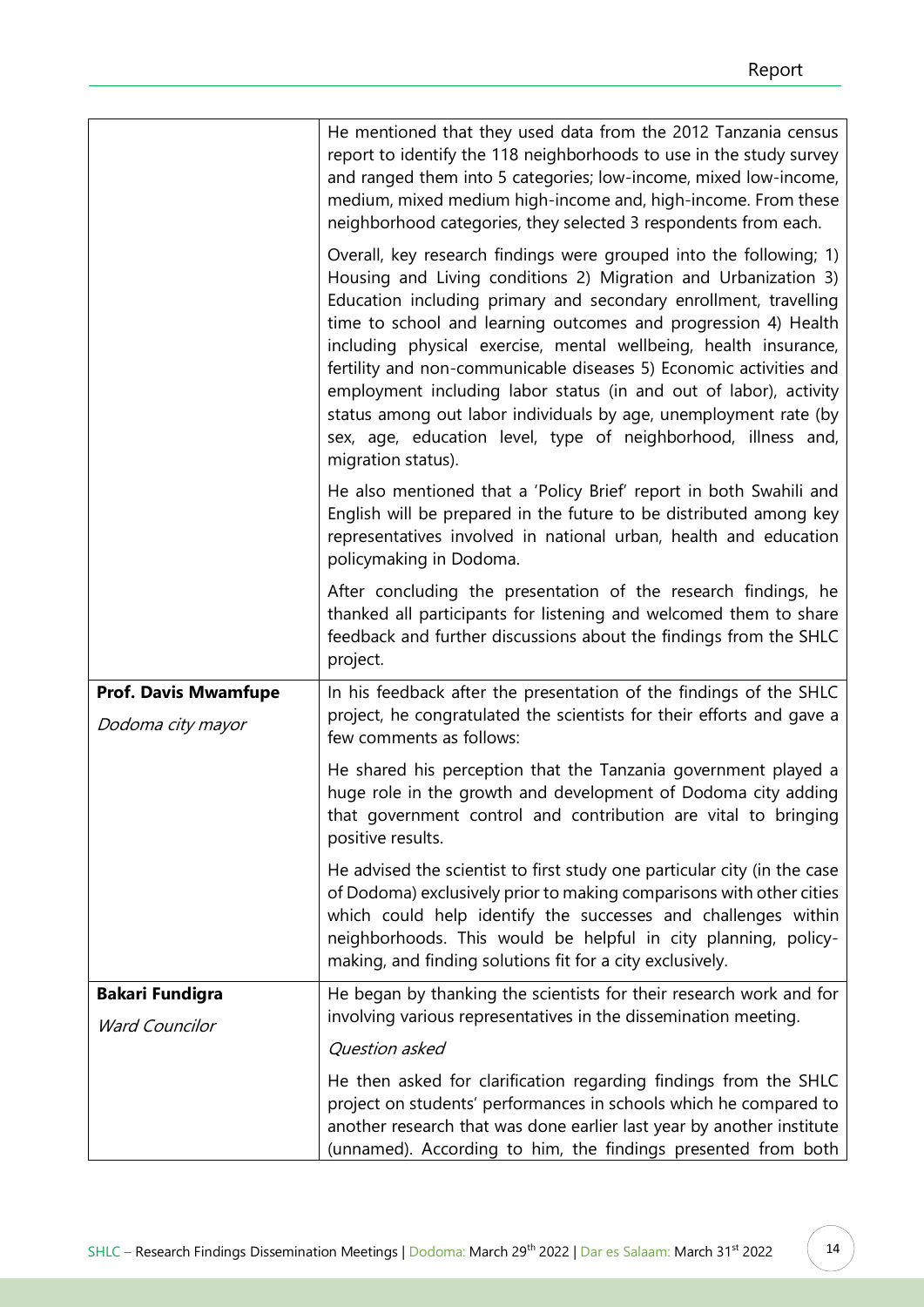| | |
|---|---|
| | He mentioned that they used data from the 2012 Tanzania census report to identify the 118 neighborhoods to use in the study survey and ranged them into 5 categories; low-income, mixed low-income, medium, mixed medium high-income and, high-income. From these neighborhood categories, they selected 3 respondents from each.<br><br>Overall, key research findings were grouped into the following; 1) Housing and Living conditions 2) Migration and Urbanization 3) Education including primary and secondary enrollment, travelling time to school and learning outcomes and progression 4) Health including physical exercise, mental wellbeing, health insurance, fertility and non-communicable diseases 5) Economic activities and employment including labor status (in and out of labor), activity status among out labor individuals by age, unemployment rate (by sex, age, education level, type of neighborhood, illness and, migration status).<br><br>He also mentioned that a 'Policy Brief' report in both Swahili and English will be prepared in the future to be distributed among key representatives involved in national urban, health and education policymaking in Dodoma.<br><br>After concluding the presentation of the research findings, he thanked all participants for listening and welcomed them to share feedback and further discussions about the findings from the SHLC project. |
| **Prof. Davis Mwamfupe**<br><br>*Dodoma city mayor* | In his feedback after the presentation of the findings of the SHLC project, he congratulated the scientists for their efforts and gave a few comments as follows:<br><br>He shared his perception that the Tanzania government played a huge role in the growth and development of Dodoma city adding that government control and contribution are vital to bringing positive results.<br><br>He advised the scientist to first study one particular city (in the case of Dodoma) exclusively prior to making comparisons with other cities which could help identify the successes and challenges within neighborhoods. This would be helpful in city planning, policy-making, and finding solutions fit for a city exclusively. |
| **Bakari Fundigra**<br><br>*Ward Councilor* | He began by thanking the scientists for their research work and for involving various representatives in the dissemination meeting.<br><br>*Question asked*<br><br>He then asked for clarification regarding findings from the SHLC project on students' performances in schools which he compared to another research that was done earlier last year by another institute (unnamed). According to him, the findings presented from both |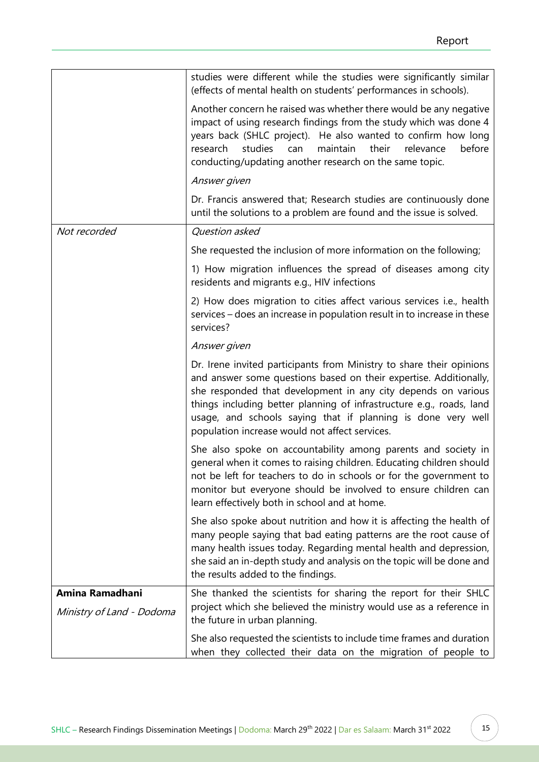| | |
|---|---|
| | studies were different while the studies were significantly similar (effects of mental health on students' performances in schools).<br><br>Another concern he raised was whether there would be any negative impact of using research findings from the study which was done 4 years back (SHLC project). He also wanted to confirm how long research studies can maintain their relevance before conducting/updating another research on the same topic.<br><br>*Answer given*<br><br>Dr. Francis answered that; Research studies are continuously done until the solutions to a problem are found and the issue is solved. |
| *Not recorded* | *Question asked*<br><br>She requested the inclusion of more information on the following;<br><br>1) How migration influences the spread of diseases among city residents and migrants e.g., HIV infections<br><br>2) How does migration to cities affect various services i.e., health services – does an increase in population result in to increase in these services?<br><br>*Answer given*<br><br>Dr. Irene invited participants from Ministry to share their opinions and answer some questions based on their expertise. Additionally, she responded that development in any city depends on various things including better planning of infrastructure e.g., roads, land usage, and schools saying that if planning is done very well population increase would not affect services.<br><br>She also spoke on accountability among parents and society in general when it comes to raising children. Educating children should not be left for teachers to do in schools or for the government to monitor but everyone should be involved to ensure children can learn effectively both in school and at home.<br><br>She also spoke about nutrition and how it is affecting the health of many people saying that bad eating patterns are the root cause of many health issues today. Regarding mental health and depression, she said an in-depth study and analysis on the topic will be done and the results added to the findings. |
| **Amina Ramadhani**<br><br>*Ministry of Land - Dodoma* | She thanked the scientists for sharing the report for their SHLC project which she believed the ministry would use as a reference in the future in urban planning.<br><br>She also requested the scientists to include time frames and duration when they collected their data on the migration of people to |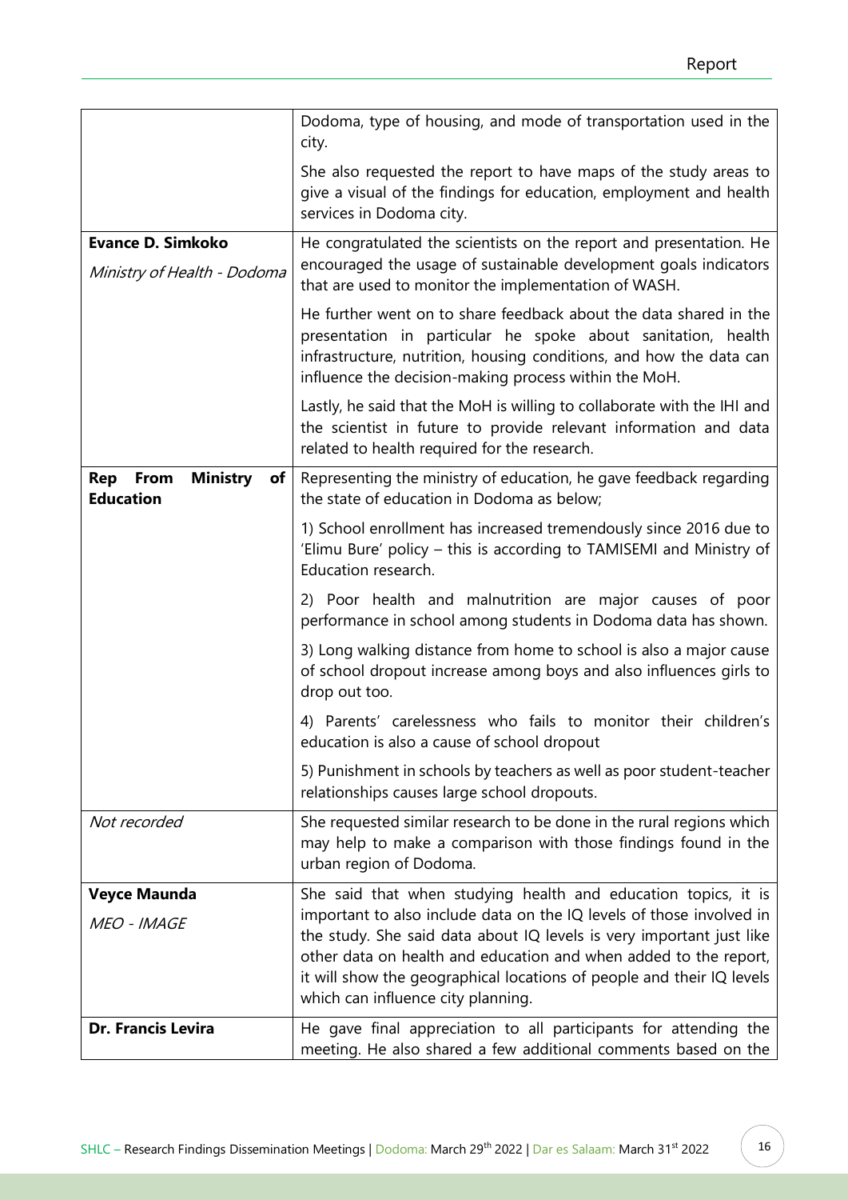| | |
|---|---|
| | Dodoma, type of housing, and mode of transportation used in the city.<br><br>She also requested the report to have maps of the study areas to give a visual of the findings for education, employment and health services in Dodoma city. |
| **Evance D. Simkoko**<br><br>*Ministry of Health - Dodoma* | He congratulated the scientists on the report and presentation. He encouraged the usage of sustainable development goals indicators that are used to monitor the implementation of WASH.<br><br>He further went on to share feedback about the data shared in the presentation in particular he spoke about sanitation, health infrastructure, nutrition, housing conditions, and how the data can influence the decision-making process within the MoH.<br><br>Lastly, he said that the MoH is willing to collaborate with the IHI and the scientist in future to provide relevant information and data related to health required for the research. |
| **Rep From Ministry of Education** | Representing the ministry of education, he gave feedback regarding the state of education in Dodoma as below;<br><br>1) School enrollment has increased tremendously since 2016 due to 'Elimu Bure' policy – this is according to TAMISEMI and Ministry of Education research.<br><br>2) Poor health and malnutrition are major causes of poor performance in school among students in Dodoma data has shown.<br><br>3) Long walking distance from home to school is also a major cause of school dropout increase among boys and also influences girls to drop out too.<br><br>4) Parents' carelessness who fails to monitor their children's education is also a cause of school dropout<br><br>5) Punishment in schools by teachers as well as poor student-teacher relationships causes large school dropouts. |
| *Not recorded* | She requested similar research to be done in the rural regions which may help to make a comparison with those findings found in the urban region of Dodoma. |
| **Veyce Maunda**<br><br>*MEO - IMAGE* | She said that when studying health and education topics, it is important to also include data on the IQ levels of those involved in the study. She said data about IQ levels is very important just like other data on health and education and when added to the report, it will show the geographical locations of people and their IQ levels which can influence city planning. |
| **Dr. Francis Levira** | He gave final appreciation to all participants for attending the meeting. He also shared a few additional comments based on the |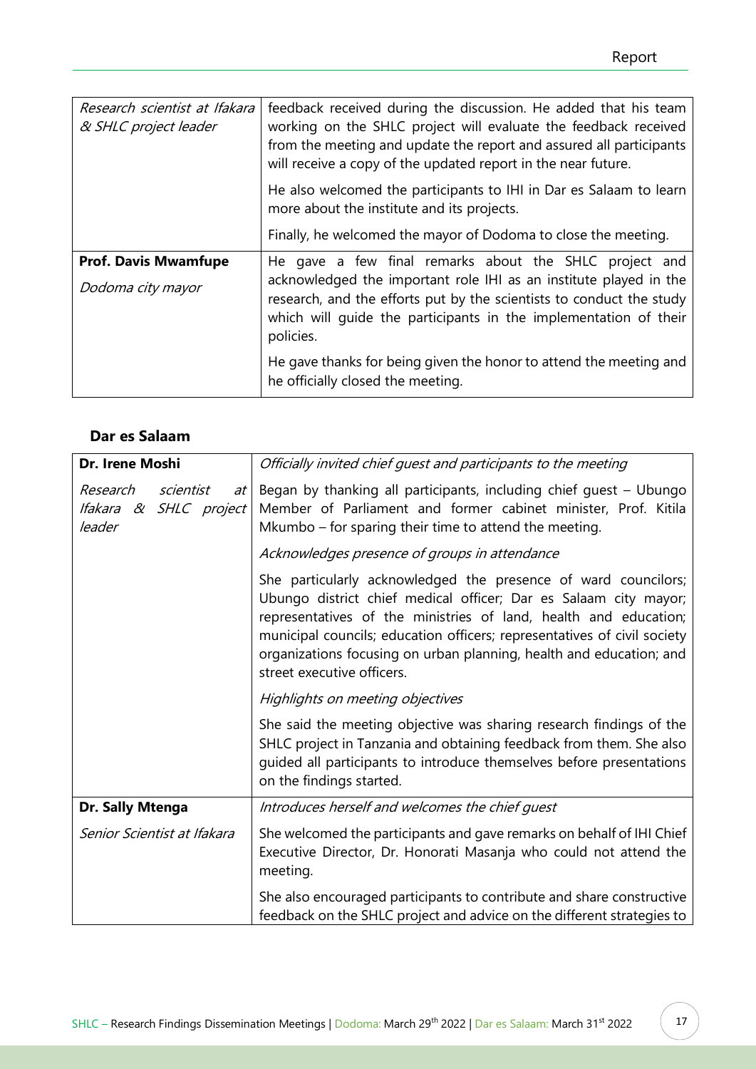| | |
|---|---|
| *Research scientist at Ifakara & SHLC project leader* | feedback received during the discussion. He added that his team working on the SHLC project will evaluate the feedback received from the meeting and update the report and assured all participants will receive a copy of the updated report in the near future.<br><br>He also welcomed the participants to IHI in Dar es Salaam to learn more about the institute and its projects.<br><br>Finally, he welcomed the mayor of Dodoma to close the meeting. |
| **Prof. Davis Mwamfupe**<br><br>*Dodoma city mayor* | He gave a few final remarks about the SHLC project and acknowledged the important role IHI as an institute played in the research, and the efforts put by the scientists to conduct the study which will guide the participants in the implementation of their policies.<br><br>He gave thanks for being given the honor to attend the meeting and he officially closed the meeting. |

### Dar es Salaam

| | |
|---|---|
| **Dr. Irene Moshi**<br><br>*Research scientist at Ifakara & SHLC project leader* | *Officially invited chief guest and participants to the meeting*<br><br>Began by thanking all participants, including chief guest – Ubungo Member of Parliament and former cabinet minister, Prof. Kitila Mkumbo – for sparing their time to attend the meeting.<br><br>*Acknowledges presence of groups in attendance*<br><br>She particularly acknowledged the presence of ward councilors; Ubungo district chief medical officer; Dar es Salaam city mayor; representatives of the ministries of land, health and education; municipal councils; education officers; representatives of civil society organizations focusing on urban planning, health and education; and street executive officers.<br><br>*Highlights on meeting objectives*<br><br>She said the meeting objective was sharing research findings of the SHLC project in Tanzania and obtaining feedback from them. She also guided all participants to introduce themselves before presentations on the findings started. |
| **Dr. Sally Mtenga**<br><br>*Senior Scientist at Ifakara* | *Introduces herself and welcomes the chief guest*<br><br>She welcomed the participants and gave remarks on behalf of IHI Chief Executive Director, Dr. Honorati Masanja who could not attend the meeting.<br><br>She also encouraged participants to contribute and share constructive feedback on the SHLC project and advice on the different strategies to |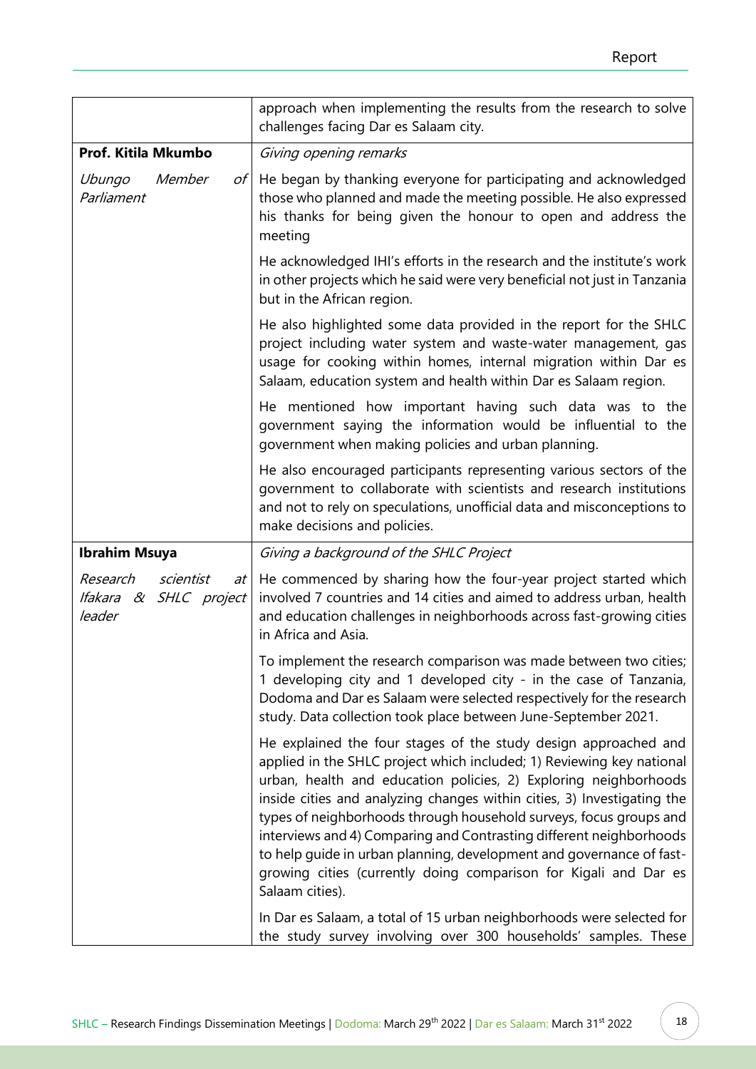| | |
|---|---|
| | approach when implementing the results from the research to solve challenges facing Dar es Salaam city. |
| **Prof. Kitila Mkumbo** | *Giving opening remarks* |
| *Ubungo Member of Parliament* | He began by thanking everyone for participating and acknowledged those who planned and made the meeting possible. He also expressed his thanks for being given the honour to open and address the meeting<br><br>He acknowledged IHI's efforts in the research and the institute's work in other projects which he said were very beneficial not just in Tanzania but in the African region.<br><br>He also highlighted some data provided in the report for the SHLC project including water system and waste-water management, gas usage for cooking within homes, internal migration within Dar es Salaam, education system and health within Dar es Salaam region.<br><br>He mentioned how important having such data was to the government saying the information would be influential to the government when making policies and urban planning.<br><br>He also encouraged participants representing various sectors of the government to collaborate with scientists and research institutions and not to rely on speculations, unofficial data and misconceptions to make decisions and policies. |
| **Ibrahim Msuya** | *Giving a background of the SHLC Project* |
| *Research scientist at Ifakara & SHLC project leader* | He commenced by sharing how the four-year project started which involved 7 countries and 14 cities and aimed to address urban, health and education challenges in neighborhoods across fast-growing cities in Africa and Asia.<br><br>To implement the research comparison was made between two cities; 1 developing city and 1 developed city - in the case of Tanzania, Dodoma and Dar es Salaam were selected respectively for the research study. Data collection took place between June-September 2021.<br><br>He explained the four stages of the study design approached and applied in the SHLC project which included; 1) Reviewing key national urban, health and education policies, 2) Exploring neighborhoods inside cities and analyzing changes within cities, 3) Investigating the types of neighborhoods through household surveys, focus groups and interviews and 4) Comparing and Contrasting different neighborhoods to help guide in urban planning, development and governance of fast-growing cities (currently doing comparison for Kigali and Dar es Salaam cities).<br><br>In Dar es Salaam, a total of 15 urban neighborhoods were selected for the study survey involving over 300 households' samples. These |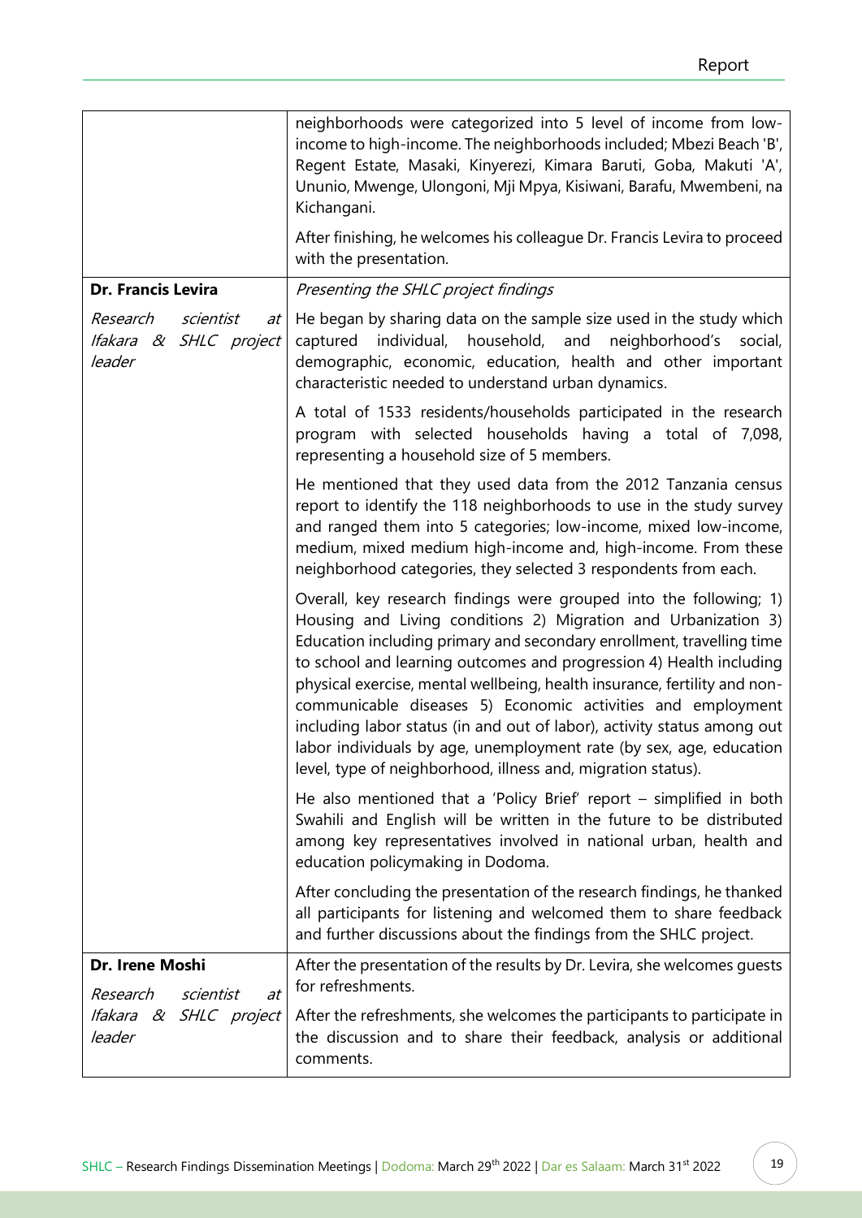| | |
|---|---|
| | neighborhoods were categorized into 5 level of income from low-income to high-income. The neighborhoods included; Mbezi Beach 'B', Regent Estate, Masaki, Kinyerezi, Kimara Baruti, Goba, Makuti 'A', Ununio, Mwenge, Ulongoni, Mji Mpya, Kisiwani, Barafu, Mwembeni, na Kichangani.<br><br>After finishing, he welcomes his colleague Dr. Francis Levira to proceed with the presentation. |
| **Dr. Francis Levira**<br><br>*Research scientist at Ifakara & SHLC project leader* | *Presenting the SHLC project findings*<br><br>He began by sharing data on the sample size used in the study which captured individual, household, and neighborhood's social, demographic, economic, education, health and other important characteristic needed to understand urban dynamics.<br><br>A total of 1533 residents/households participated in the research program with selected households having a total of 7,098, representing a household size of 5 members.<br><br>He mentioned that they used data from the 2012 Tanzania census report to identify the 118 neighborhoods to use in the study survey and ranged them into 5 categories; low-income, mixed low-income, medium, mixed medium high-income and, high-income. From these neighborhood categories, they selected 3 respondents from each.<br><br>Overall, key research findings were grouped into the following; 1) Housing and Living conditions 2) Migration and Urbanization 3) Education including primary and secondary enrollment, travelling time to school and learning outcomes and progression 4) Health including physical exercise, mental wellbeing, health insurance, fertility and non-communicable diseases 5) Economic activities and employment including labor status (in and out of labor), activity status among out labor individuals by age, unemployment rate (by sex, age, education level, type of neighborhood, illness and, migration status).<br><br>He also mentioned that a 'Policy Brief' report – simplified in both Swahili and English will be written in the future to be distributed among key representatives involved in national urban, health and education policymaking in Dodoma.<br><br>After concluding the presentation of the research findings, he thanked all participants for listening and welcomed them to share feedback and further discussions about the findings from the SHLC project. |
| **Dr. Irene Moshi**<br><br>*Research scientist at Ifakara & SHLC project leader* | After the presentation of the results by Dr. Levira, she welcomes guests for refreshments.<br><br>After the refreshments, she welcomes the participants to participate in the discussion and to share their feedback, analysis or additional comments. |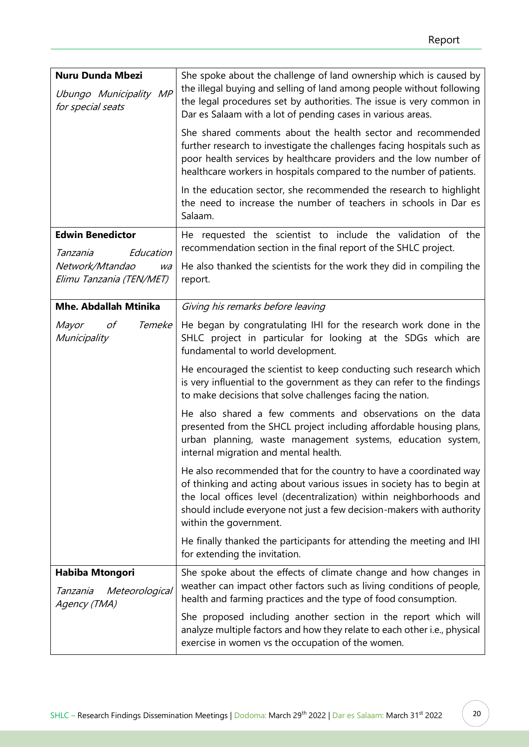| | |
|---|---|
| **Nuru Dunda Mbezi**<br>*Ubungo Municipality MP for special seats* | She spoke about the challenge of land ownership which is caused by the illegal buying and selling of land among people without following the legal procedures set by authorities. The issue is very common in Dar es Salaam with a lot of pending cases in various areas.<br><br>She shared comments about the health sector and recommended further research to investigate the challenges facing hospitals such as poor health services by healthcare providers and the low number of healthcare workers in hospitals compared to the number of patients.<br><br>In the education sector, she recommended the research to highlight the need to increase the number of teachers in schools in Dar es Salaam. |
| **Edwin Benedictor**<br>*Tanzania Education Network/Mtandao wa Elimu Tanzania (TEN/MET)* | He requested the scientist to include the validation of the recommendation section in the final report of the SHLC project.<br><br>He also thanked the scientists for the work they did in compiling the report. |
| **Mhe. Abdallah Mtinika**<br>*Mayor of Temeke Municipality* | *Giving his remarks before leaving*<br><br>He began by congratulating IHI for the research work done in the SHLC project in particular for looking at the SDGs which are fundamental to world development.<br><br>He encouraged the scientist to keep conducting such research which is very influential to the government as they can refer to the findings to make decisions that solve challenges facing the nation.<br><br>He also shared a few comments and observations on the data presented from the SHCL project including affordable housing plans, urban planning, waste management systems, education system, internal migration and mental health.<br><br>He also recommended that for the country to have a coordinated way of thinking and acting about various issues in society has to begin at the local offices level (decentralization) within neighborhoods and should include everyone not just a few decision-makers with authority within the government.<br><br>He finally thanked the participants for attending the meeting and IHI for extending the invitation. |
| **Habiba Mtongori**<br>*Tanzania Meteorological Agency (TMA)* | She spoke about the effects of climate change and how changes in weather can impact other factors such as living conditions of people, health and farming practices and the type of food consumption.<br><br>She proposed including another section in the report which will analyze multiple factors and how they relate to each other i.e., physical exercise in women vs the occupation of the women. |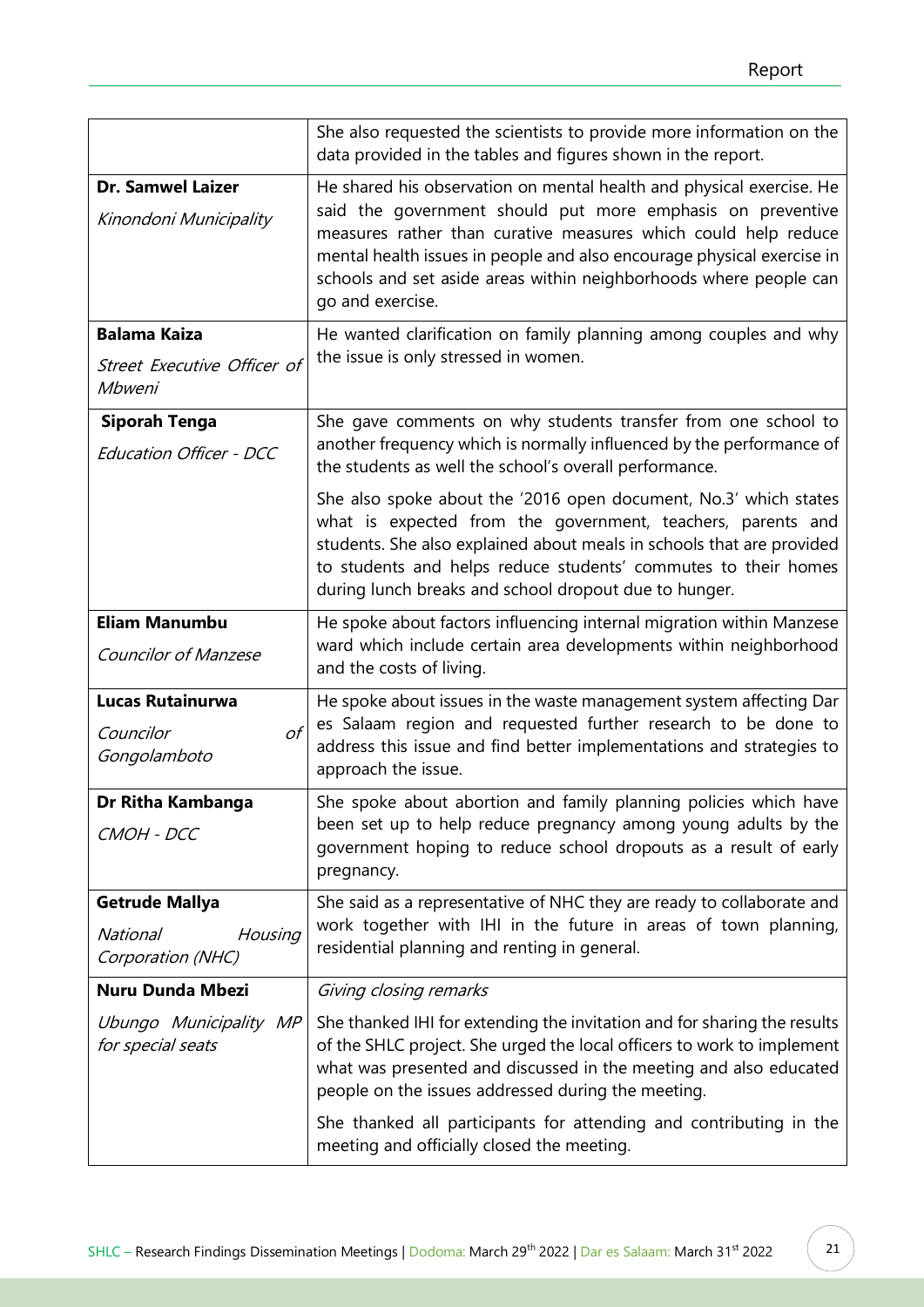| | |
|---|---|
| | She also requested the scientists to provide more information on the data provided in the tables and figures shown in the report. |
| **Dr. Samwel Laizer**<br>*Kinondoni Municipality* | He shared his observation on mental health and physical exercise. He said the government should put more emphasis on preventive measures rather than curative measures which could help reduce mental health issues in people and also encourage physical exercise in schools and set aside areas within neighborhoods where people can go and exercise. |
| **Balama Kaiza**<br>*Street Executive Officer of Mbweni* | He wanted clarification on family planning among couples and why the issue is only stressed in women. |
| **Siporah Tenga**<br>*Education Officer - DCC* | She gave comments on why students transfer from one school to another frequency which is normally influenced by the performance of the students as well the school's overall performance.<br><br>She also spoke about the '2016 open document, No.3' which states what is expected from the government, teachers, parents and students. She also explained about meals in schools that are provided to students and helps reduce students' commutes to their homes during lunch breaks and school dropout due to hunger. |
| **Eliam Manumbu**<br>*Councilor of Manzese* | He spoke about factors influencing internal migration within Manzese ward which include certain area developments within neighborhood and the costs of living. |
| **Lucas Rutainurwa**<br>*Councilor of Gongolamboto* | He spoke about issues in the waste management system affecting Dar es Salaam region and requested further research to be done to address this issue and find better implementations and strategies to approach the issue. |
| **Dr Ritha Kambanga**<br>*CMOH - DCC* | She spoke about abortion and family planning policies which have been set up to help reduce pregnancy among young adults by the government hoping to reduce school dropouts as a result of early pregnancy. |
| **Getrude Mallya**<br>*National Housing Corporation (NHC)* | She said as a representative of NHC they are ready to collaborate and work together with IHI in the future in areas of town planning, residential planning and renting in general. |
| **Nuru Dunda Mbezi**<br>*Ubungo Municipality MP for special seats* | *Giving closing remarks*<br><br>She thanked IHI for extending the invitation and for sharing the results of the SHLC project. She urged the local officers to work to implement what was presented and discussed in the meeting and also educated people on the issues addressed during the meeting.<br><br>She thanked all participants for attending and contributing in the meeting and officially closed the meeting. |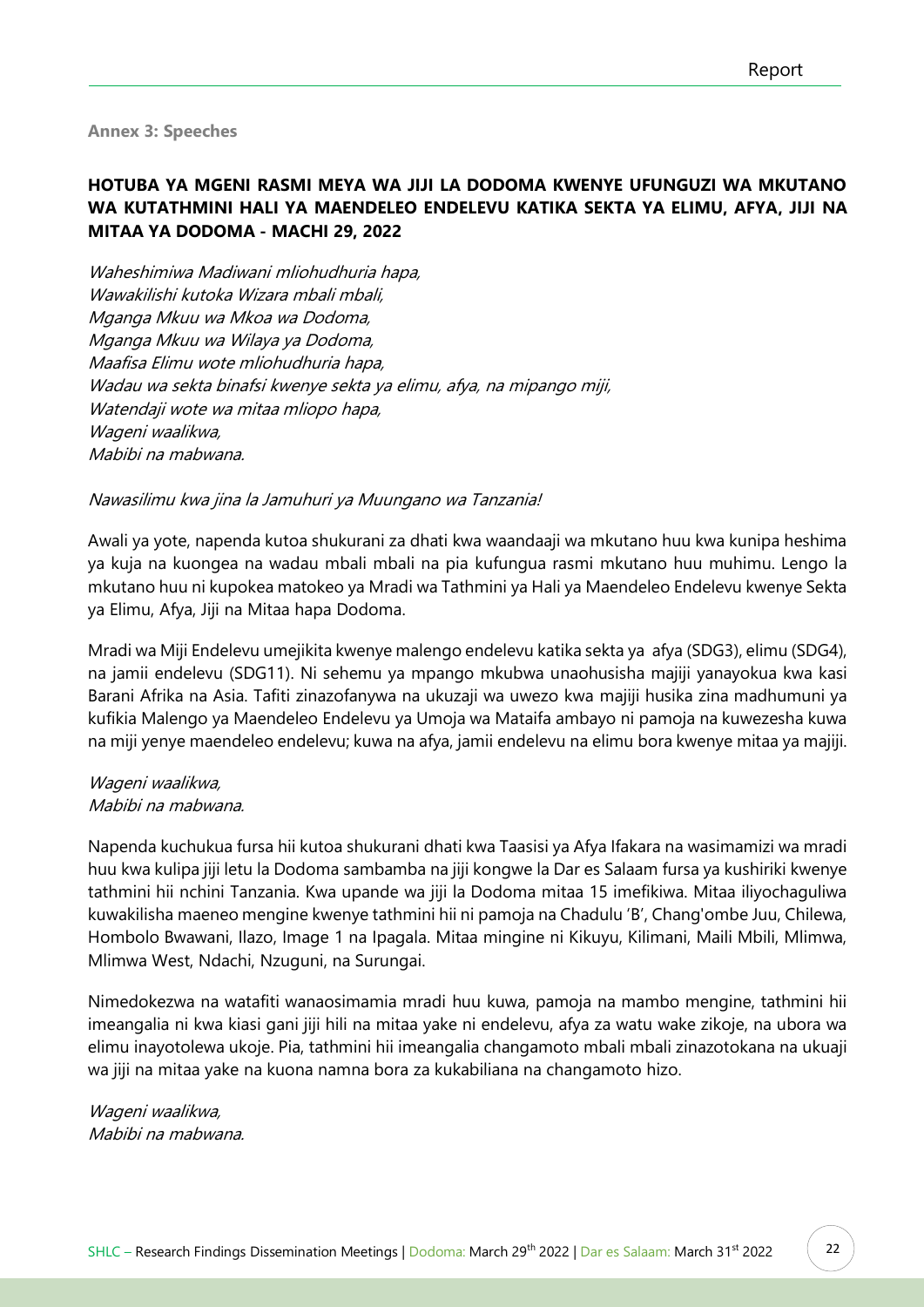**Annex 3: Speeches**

## HOTUBA YA MGENI RASMI MEYA WA JIJI LA DODOMA KWENYE UFUNGUZI WA MKUTANO WA KUTATHMINI HALI YA MAENDELEO ENDELEVU KATIKA SEKTA YA ELIMU, AFYA, JIJI NA MITAA YA DODOMA - MACHI 29, 2022

*Waheshimiwa Madiwani mliohudhuria hapa,*
*Wawakilishi kutoka Wizara mbali mbali,*
*Mganga Mkuu wa Mkoa wa Dodoma,*
*Mganga Mkuu wa Wilaya ya Dodoma,*
*Maafisa Elimu wote mliohudhuria hapa,*
*Wadau wa sekta binafsi kwenye sekta ya elimu, afya, na mipango miji,*
*Watendaji wote wa mitaa mliopo hapa,*
*Wageni waalikwa,*
*Mabibi na mabwana.*

*Nawasilimu kwa jina la Jamuhuri ya Muungano wa Tanzania!*

Awali ya yote, napenda kutoa shukurani za dhati kwa waandaaji wa mkutano huu kwa kunipa heshima ya kuja na kuongea na wadau mbali mbali na pia kufungua rasmi mkutano huu muhimu. Lengo la mkutano huu ni kupokea matokeo ya Mradi wa Tathmini ya Hali ya Maendeleo Endelevu kwenye Sekta ya Elimu, Afya, Jiji na Mitaa hapa Dodoma.

Mradi wa Miji Endelevu umejikita kwenye malengo endelevu katika sekta ya afya (SDG3), elimu (SDG4), na jamii endelevu (SDG11). Ni sehemu ya mpango mkubwa unaohusisha majiji yanayokua kwa kasi Barani Afrika na Asia. Tafiti zinazofanywa na ukuzaji wa uwezo kwa majiji husika zina madhumuni ya kufikia Malengo ya Maendeleo Endelevu ya Umoja wa Mataifa ambayo ni pamoja na kuwezesha kuwa na miji yenye maendeleo endelevu; kuwa na afya, jamii endelevu na elimu bora kwenye mitaa ya majiji.

*Wageni waalikwa,*
*Mabibi na mabwana.*

Napenda kuchukua fursa hii kutoa shukurani dhati kwa Taasisi ya Afya Ifakara na wasimamizi wa mradi huu kwa kulipa jiji letu la Dodoma sambamba na jiji kongwe la Dar es Salaam fursa ya kushiriki kwenye tathmini hii nchini Tanzania. Kwa upande wa jiji la Dodoma mitaa 15 imefikiwa. Mitaa iliyochaguliwa kuwakilisha maeneo mengine kwenye tathmini hii ni pamoja na Chadulu 'B', Chang'ombe Juu, Chilewa, Hombolo Bwawani, Ilazo, Image 1 na Ipagala. Mitaa mingine ni Kikuyu, Kilimani, Maili Mbili, Mlimwa, Mlimwa West, Ndachi, Nzuguni, na Surungai.

Nimedokezwa na watafiti wanaosimamia mradi huu kuwa, pamoja na mambo mengine, tathmini hii imeangalia ni kwa kiasi gani jiji hili na mitaa yake ni endelevu, afya za watu wake zikoje, na ubora wa elimu inayotolewa ukoje. Pia, tathmini hii imeangalia changamoto mbali mbali zinazotokana na ukuaji wa jiji na mitaa yake na kuona namna bora za kukabiliana na changamoto hizo.

*Wageni waalikwa,*
*Mabibi na mabwana.*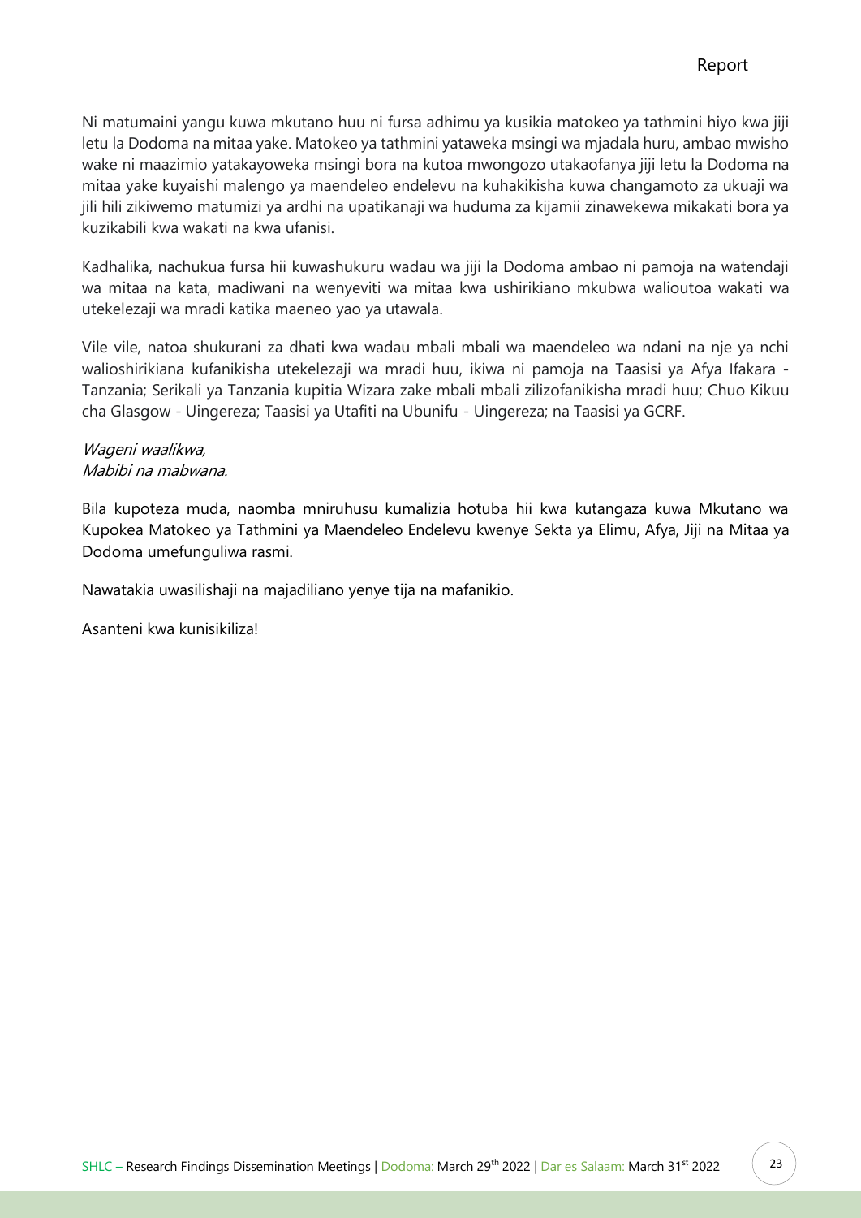Ni matumaini yangu kuwa mkutano huu ni fursa adhimu ya kusikia matokeo ya tathmini hiyo kwa jiji letu la Dodoma na mitaa yake. Matokeo ya tathmini yataweka msingi wa mjadala huru, ambao mwisho wake ni maazimio yatakayoweka msingi bora na kutoa mwongozo utakaofanya jiji letu la Dodoma na mitaa yake kuyaishi malengo ya maendeleo endelevu na kuhakikisha kuwa changamoto za ukuaji wa jili hili zikiwemo matumizi ya ardhi na upatikanaji wa huduma za kijamii zinawekewa mikakati bora ya kuzikabili kwa wakati na kwa ufanisi.

Kadhalika, nachukua fursa hii kuwashukuru wadau wa jiji la Dodoma ambao ni pamoja na watendaji wa mitaa na kata, madiwani na wenyeviti wa mitaa kwa ushirikiano mkubwa walioutoa wakati wa utekelezaji wa mradi katika maeneo yao ya utawala.

Vile vile, natoa shukurani za dhati kwa wadau mbali mbali wa maendeleo wa ndani na nje ya nchi walioshirikiana kufanikisha utekelezaji wa mradi huu, ikiwa ni pamoja na Taasisi ya Afya Ifakara - Tanzania; Serikali ya Tanzania kupitia Wizara zake mbali mbali zilizofanikisha mradi huu; Chuo Kikuu cha Glasgow - Uingereza; Taasisi ya Utafiti na Ubunifu - Uingereza; na Taasisi ya GCRF.

*Wageni waalikwa,*
*Mabibi na mabwana.*

Bila kupoteza muda, naomba mniruhusu kumalizia hotuba hii kwa kutangaza kuwa Mkutano wa Kupokea Matokeo ya Tathmini ya Maendeleo Endelevu kwenye Sekta ya Elimu, Afya, Jiji na Mitaa ya Dodoma umefunguliwa rasmi.

Nawatakia uwasilishaji na majadiliano yenye tija na mafanikio.

Asanteni kwa kunisikiliza!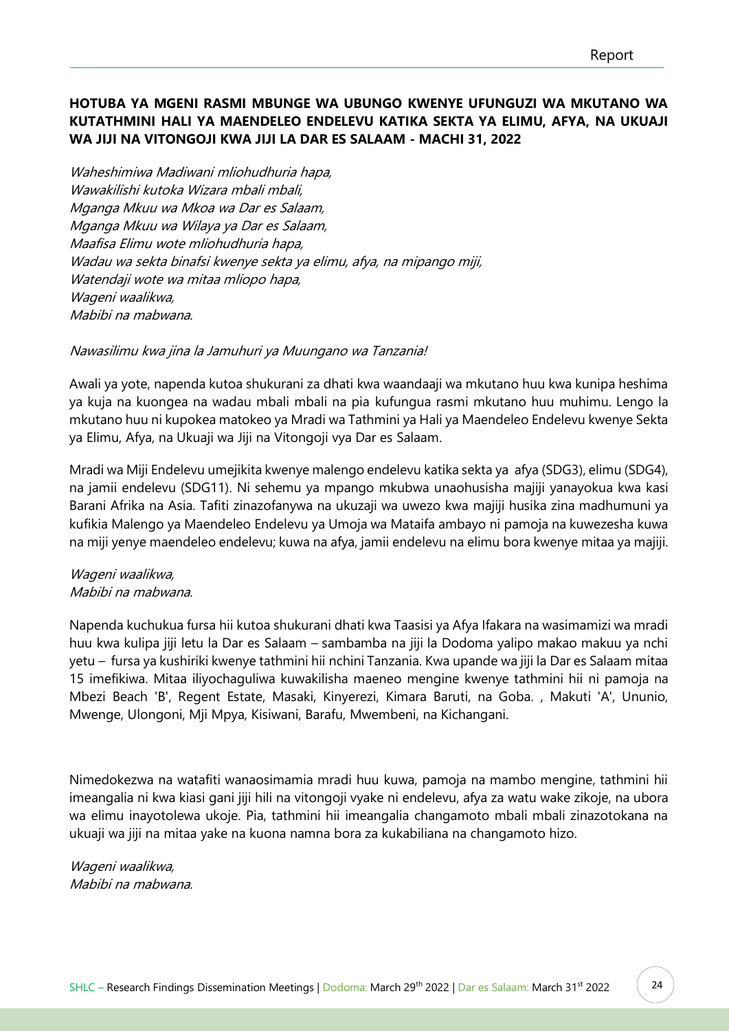**HOTUBA YA MGENI RASMI MBUNGE WA UBUNGO KWENYE UFUNGUZI WA MKUTANO WA KUTATHMINI HALI YA MAENDELEO ENDELEVU KATIKA SEKTA YA ELIMU, AFYA, NA UKUAJI WA JIJI NA VITONGOJI KWA JIJI LA DAR ES SALAAM - MACHI 31, 2022**

*Waheshimiwa Madiwani mliohudhuria hapa,*
*Wawakilishi kutoka Wizara mbali mbali,*
*Mganga Mkuu wa Mkoa wa Dar es Salaam,*
*Mganga Mkuu wa Wilaya ya Dar es Salaam,*
*Maafisa Elimu wote mliohudhuria hapa,*
*Wadau wa sekta binafsi kwenye sekta ya elimu, afya, na mipango miji,*
*Watendaji wote wa mitaa mliopo hapa,*
*Wageni waalikwa,*
*Mabibi na mabwana.*

*Nawasilimu kwa jina la Jamuhuri ya Muungano wa Tanzania!*

Awali ya yote, napenda kutoa shukurani za dhati kwa waandaaji wa mkutano huu kwa kunipa heshima ya kuja na kuongea na wadau mbali mbali na pia kufungua rasmi mkutano huu muhimu. Lengo la mkutano huu ni kupokea matokeo ya Mradi wa Tathmini ya Hali ya Maendeleo Endelevu kwenye Sekta ya Elimu, Afya, na Ukuaji wa Jiji na Vitongoji vya Dar es Salaam.

Mradi wa Miji Endelevu umejikita kwenye malengo endelevu katika sekta ya afya (SDG3), elimu (SDG4), na jamii endelevu (SDG11). Ni sehemu ya mpango mkubwa unaohusisha majiji yanayokua kwa kasi Barani Afrika na Asia. Tafiti zinazofanywa na ukuzaji wa uwezo kwa majiji husika zina madhumuni ya kufikia Malengo ya Maendeleo Endelevu ya Umoja wa Mataifa ambayo ni pamoja na kuwezesha kuwa na miji yenye maendeleo endelevu; kuwa na afya, jamii endelevu na elimu bora kwenye mitaa ya majiji.

*Wageni waalikwa,*
*Mabibi na mabwana.*

Napenda kuchukua fursa hii kutoa shukurani dhati kwa Taasisi ya Afya Ifakara na wasimamizi wa mradi huu kwa kulipa jiji letu la Dar es Salaam – sambamba na jiji la Dodoma yalipo makao makuu ya nchi yetu – fursa ya kushiriki kwenye tathmini hii nchini Tanzania. Kwa upande wa jiji la Dar es Salaam mitaa 15 imefikiwa. Mitaa iliyochaguliwa kuwakilisha maeneo mengine kwenye tathmini hii ni pamoja na Mbezi Beach 'B', Regent Estate, Masaki, Kinyerezi, Kimara Baruti, na Goba. , Makuti 'A', Ununio, Mwenge, Ulongoni, Mji Mpya, Kisiwani, Barafu, Mwembeni, na Kichangani.

Nimedokezwa na watafiti wanaosimamia mradi huu kuwa, pamoja na mambo mengine, tathmini hii imeangalia ni kwa kiasi gani jiji hili na vitongoji vyake ni endelevu, afya za watu wake zikoje, na ubora wa elimu inayotolewa ukoje. Pia, tathmini hii imeangalia changamoto mbali mbali zinazotokana na ukuaji wa jiji na mitaa yake na kuona namna bora za kukabiliana na changamoto hizo.

*Wageni waalikwa,*
*Mabibi na mabwana.*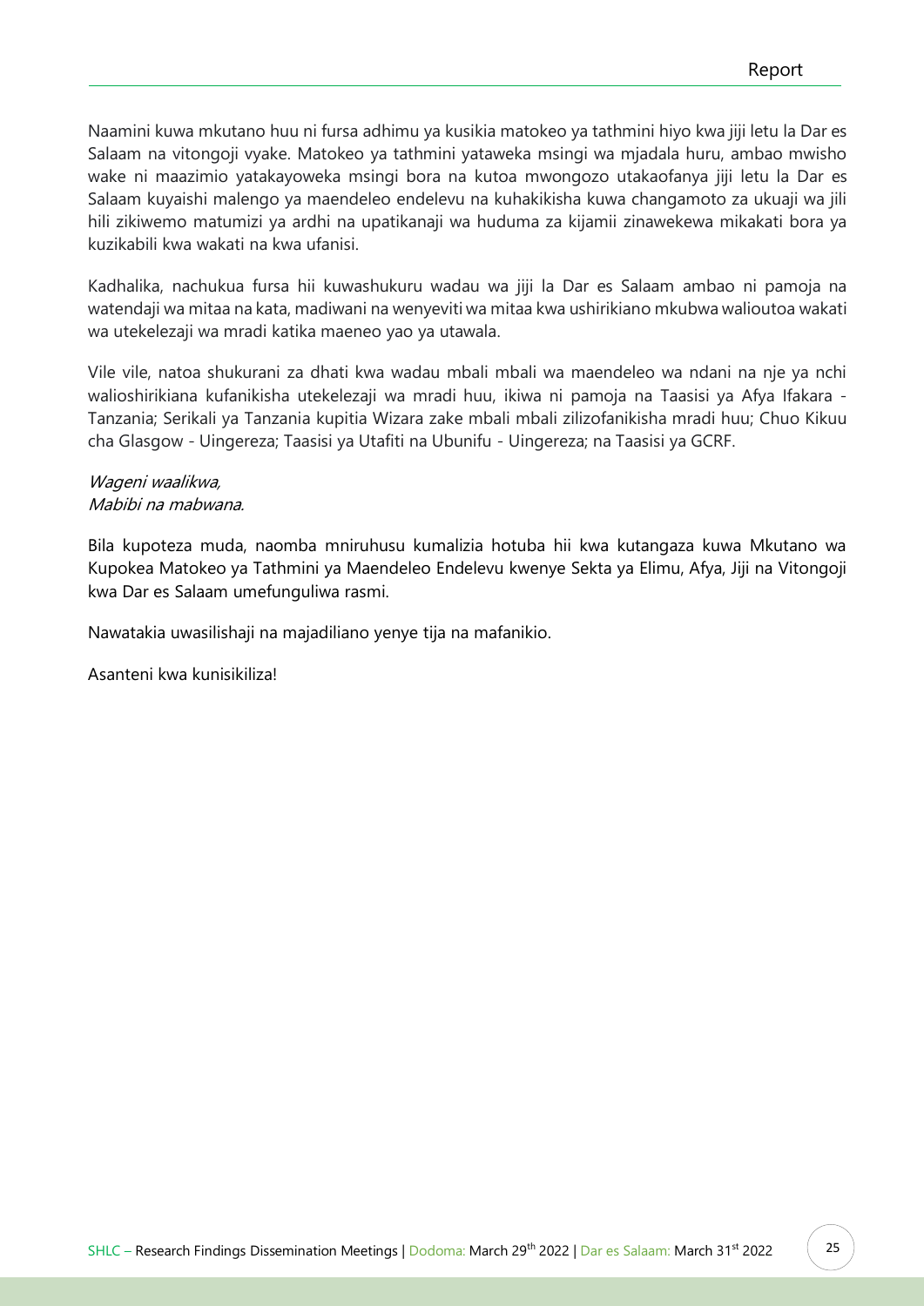Naamini kuwa mkutano huu ni fursa adhimu ya kusikia matokeo ya tathmini hiyo kwa jiji letu la Dar es Salaam na vitongoji vyake. Matokeo ya tathmini yataweka msingi wa mjadala huru, ambao mwisho wake ni maazimio yatakayoweka msingi bora na kutoa mwongozo utakaofanya jiji letu la Dar es Salaam kuyaishi malengo ya maendeleo endelevu na kuhakikisha kuwa changamoto za ukuaji wa jili hili zikiwemo matumizi ya ardhi na upatikanaji wa huduma za kijamii zinawekewa mikakati bora ya kuzikabili kwa wakati na kwa ufanisi.

Kadhalika, nachukua fursa hii kuwashukuru wadau wa jiji la Dar es Salaam ambao ni pamoja na watendaji wa mitaa na kata, madiwani na wenyeviti wa mitaa kwa ushirikiano mkubwa walioutoa wakati wa utekelezaji wa mradi katika maeneo yao ya utawala.

Vile vile, natoa shukurani za dhati kwa wadau mbali mbali wa maendeleo wa ndani na nje ya nchi walioshirikiana kufanikisha utekelezaji wa mradi huu, ikiwa ni pamoja na Taasisi ya Afya Ifakara - Tanzania; Serikali ya Tanzania kupitia Wizara zake mbali mbali zilizofanikisha mradi huu; Chuo Kikuu cha Glasgow - Uingereza; Taasisi ya Utafiti na Ubunifu - Uingereza; na Taasisi ya GCRF.

*Wageni waalikwa,*
*Mabibi na mabwana.*

Bila kupoteza muda, naomba mniruhusu kumalizia hotuba hii kwa kutangaza kuwa Mkutano wa Kupokea Matokeo ya Tathmini ya Maendeleo Endelevu kwenye Sekta ya Elimu, Afya, Jiji na Vitongoji kwa Dar es Salaam umefunguliwa rasmi.

Nawatakia uwasilishaji na majadiliano yenye tija na mafanikio.

Asanteni kwa kunisikiliza!